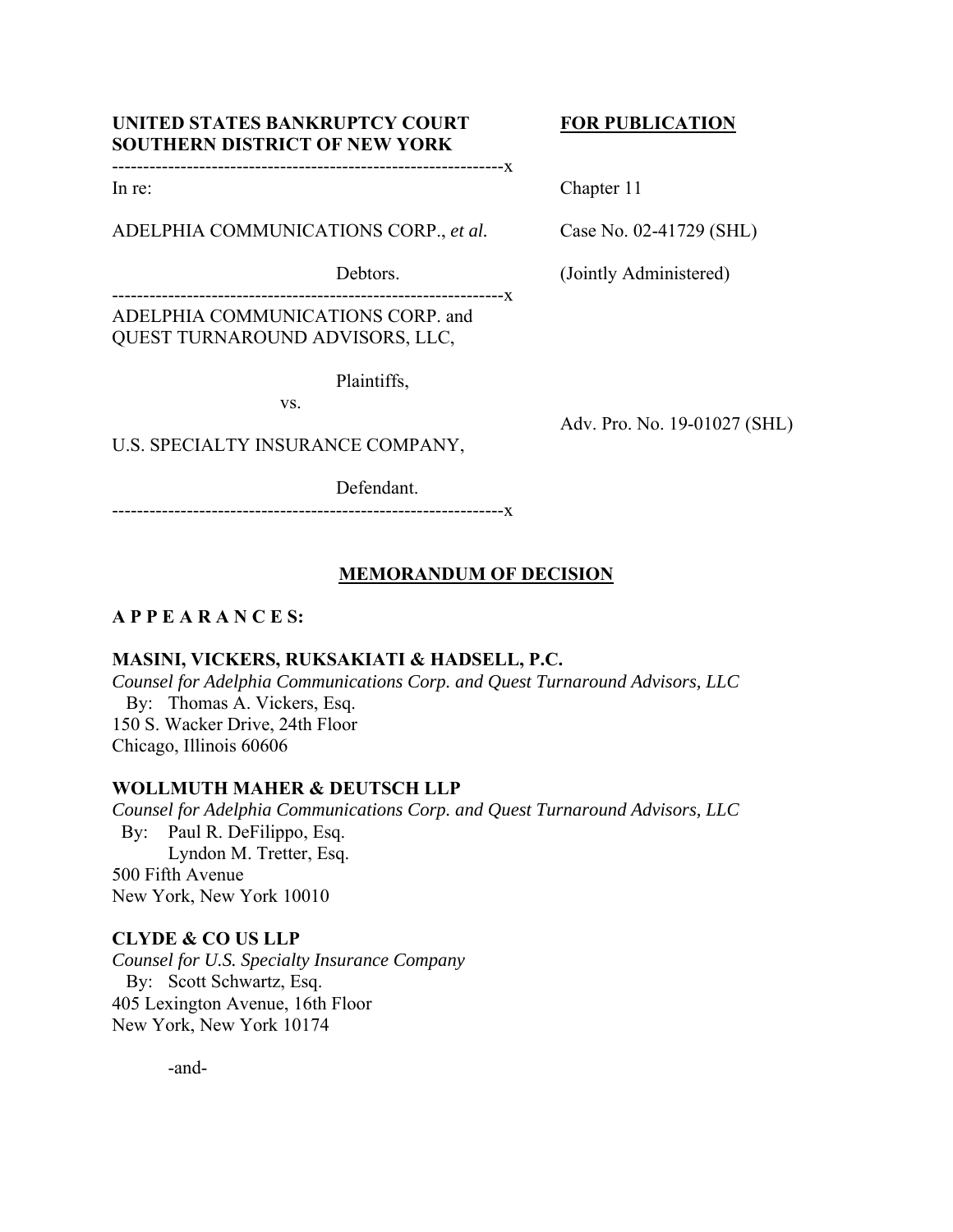**UNITED STATES BANKRUPTCY COURT**
**SOUTHERN DISTRICT OF NEW YORK**

**FOR PUBLICATION**

---------------------------------------------------------------x

In re:

ADELPHIA COMMUNICATIONS CORP., *et al.*

Debtors.

Chapter 11

Case No. 02-41729 (SHL)

(Jointly Administered)

---------------------------------------------------------------x

ADELPHIA COMMUNICATIONS CORP. and QUEST TURNAROUND ADVISORS, LLC,

Plaintiffs,

vs.

U.S. SPECIALTY INSURANCE COMPANY,

Defendant.

Adv. Pro. No. 19-01027 (SHL)

---------------------------------------------------------------x

## MEMORANDUM OF DECISION

**A P P E A R A N C E S:**

**MASINI, VICKERS, RUKSAKIATI & HADSELL, P.C.**
*Counsel for Adelphia Communications Corp. and Quest Turnaround Advisors, LLC*
By: Thomas A. Vickers, Esq.
150 S. Wacker Drive, 24th Floor
Chicago, Illinois 60606

**WOLLMUTH MAHER & DEUTSCH LLP**
*Counsel for Adelphia Communications Corp. and Quest Turnaround Advisors, LLC*
By: Paul R. DeFilippo, Esq.
Lyndon M. Tretter, Esq.
500 Fifth Avenue
New York, New York 10010

**CLYDE & CO US LLP**
*Counsel for U.S. Specialty Insurance Company*
By: Scott Schwartz, Esq.
405 Lexington Avenue, 16th Floor
New York, New York 10174

-and-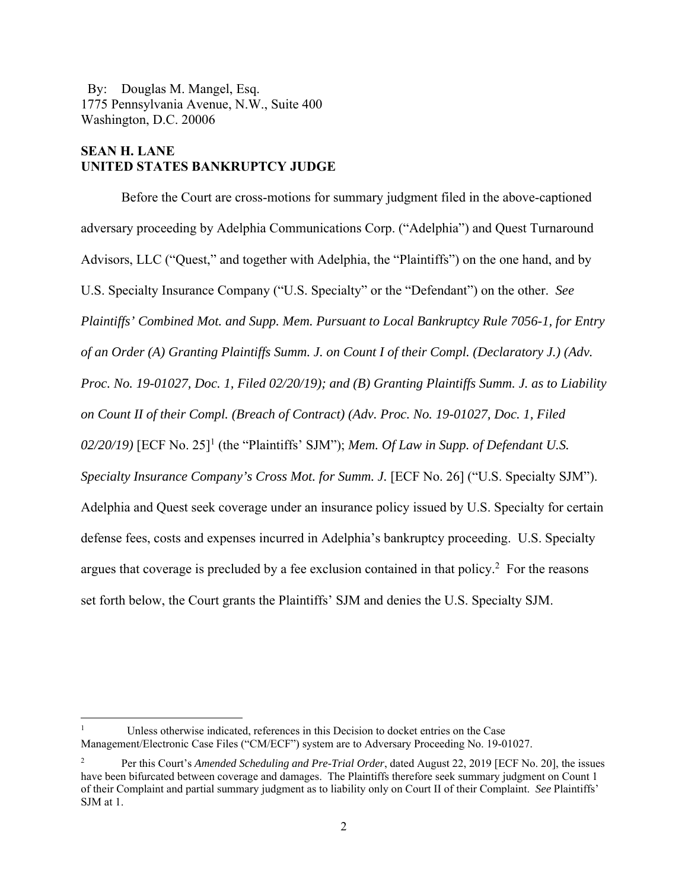By: Douglas M. Mangel, Esq.
1775 Pennsylvania Avenue, N.W., Suite 400
Washington, D.C. 20006

**SEAN H. LANE**
**UNITED STATES BANKRUPTCY JUDGE**

Before the Court are cross-motions for summary judgment filed in the above-captioned adversary proceeding by Adelphia Communications Corp. ("Adelphia") and Quest Turnaround Advisors, LLC ("Quest," and together with Adelphia, the "Plaintiffs") on the one hand, and by U.S. Specialty Insurance Company ("U.S. Specialty" or the "Defendant") on the other. *See Plaintiffs' Combined Mot. and Supp. Mem. Pursuant to Local Bankruptcy Rule 7056-1, for Entry of an Order (A) Granting Plaintiffs Summ. J. on Count I of their Compl. (Declaratory J.) (Adv. Proc. No. 19-01027, Doc. 1, Filed 02/20/19); and (B) Granting Plaintiffs Summ. J. as to Liability on Count II of their Compl. (Breach of Contract) (Adv. Proc. No. 19-01027, Doc. 1, Filed 02/20/19)* [ECF No. 25][1] (the "Plaintiffs' SJM"); *Mem. Of Law in Supp. of Defendant U.S. Specialty Insurance Company's Cross Mot. for Summ. J.* [ECF No. 26] ("U.S. Specialty SJM"). Adelphia and Quest seek coverage under an insurance policy issued by U.S. Specialty for certain defense fees, costs and expenses incurred in Adelphia's bankruptcy proceeding. U.S. Specialty argues that coverage is precluded by a fee exclusion contained in that policy.[2] For the reasons set forth below, the Court grants the Plaintiffs' SJM and denies the U.S. Specialty SJM.

---

[1] Unless otherwise indicated, references in this Decision to docket entries on the Case Management/Electronic Case Files ("CM/ECF") system are to Adversary Proceeding No. 19-01027.

[2] Per this Court's *Amended Scheduling and Pre-Trial Order*, dated August 22, 2019 [ECF No. 20], the issues have been bifurcated between coverage and damages. The Plaintiffs therefore seek summary judgment on Count 1 of their Complaint and partial summary judgment as to liability only on Court II of their Complaint. *See* Plaintiffs' SJM at 1.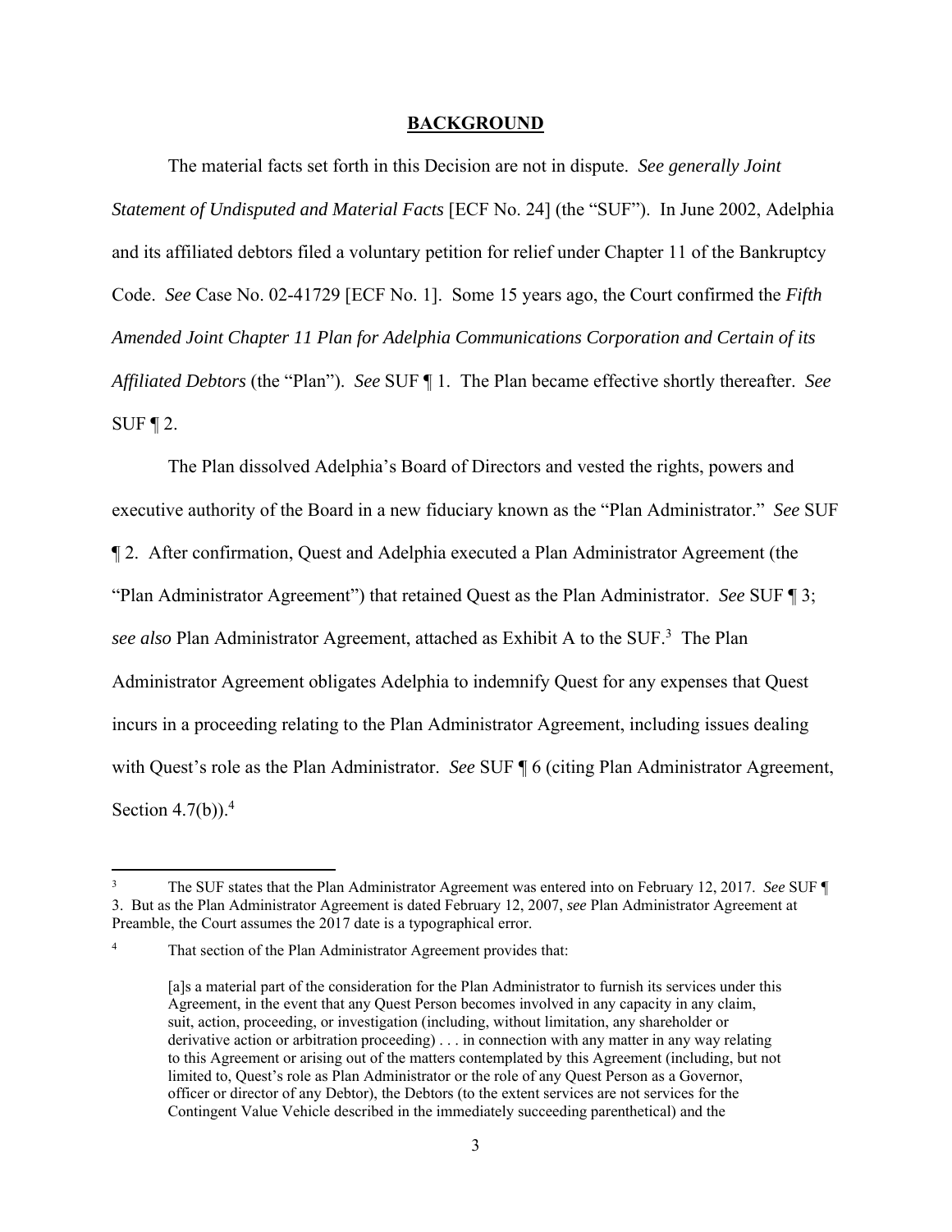## BACKGROUND

The material facts set forth in this Decision are not in dispute. *See generally Joint Statement of Undisputed and Material Facts* [ECF No. 24] (the "SUF"). In June 2002, Adelphia and its affiliated debtors filed a voluntary petition for relief under Chapter 11 of the Bankruptcy Code. *See* Case No. 02-41729 [ECF No. 1]. Some 15 years ago, the Court confirmed the *Fifth Amended Joint Chapter 11 Plan for Adelphia Communications Corporation and Certain of its Affiliated Debtors* (the "Plan"). *See* SUF ¶ 1. The Plan became effective shortly thereafter. *See* SUF ¶ 2.

The Plan dissolved Adelphia's Board of Directors and vested the rights, powers and executive authority of the Board in a new fiduciary known as the "Plan Administrator." *See* SUF ¶ 2. After confirmation, Quest and Adelphia executed a Plan Administrator Agreement (the "Plan Administrator Agreement") that retained Quest as the Plan Administrator. *See* SUF ¶ 3; *see also* Plan Administrator Agreement, attached as Exhibit A to the SUF.[3] The Plan Administrator Agreement obligates Adelphia to indemnify Quest for any expenses that Quest incurs in a proceeding relating to the Plan Administrator Agreement, including issues dealing with Quest's role as the Plan Administrator. *See* SUF ¶ 6 (citing Plan Administrator Agreement, Section 4.7(b)).[4]

---

[3] The SUF states that the Plan Administrator Agreement was entered into on February 12, 2017. *See* SUF ¶ 3. But as the Plan Administrator Agreement is dated February 12, 2007, *see* Plan Administrator Agreement at Preamble, the Court assumes the 2017 date is a typographical error.

[4] That section of the Plan Administrator Agreement provides that:

> [a]s a material part of the consideration for the Plan Administrator to furnish its services under this Agreement, in the event that any Quest Person becomes involved in any capacity in any claim, suit, action, proceeding, or investigation (including, without limitation, any shareholder or derivative action or arbitration proceeding) . . . in connection with any matter in any way relating to this Agreement or arising out of the matters contemplated by this Agreement (including, but not limited to, Quest's role as Plan Administrator or the role of any Quest Person as a Governor, officer or director of any Debtor), the Debtors (to the extent services are not services for the Contingent Value Vehicle described in the immediately succeeding parenthetical) and the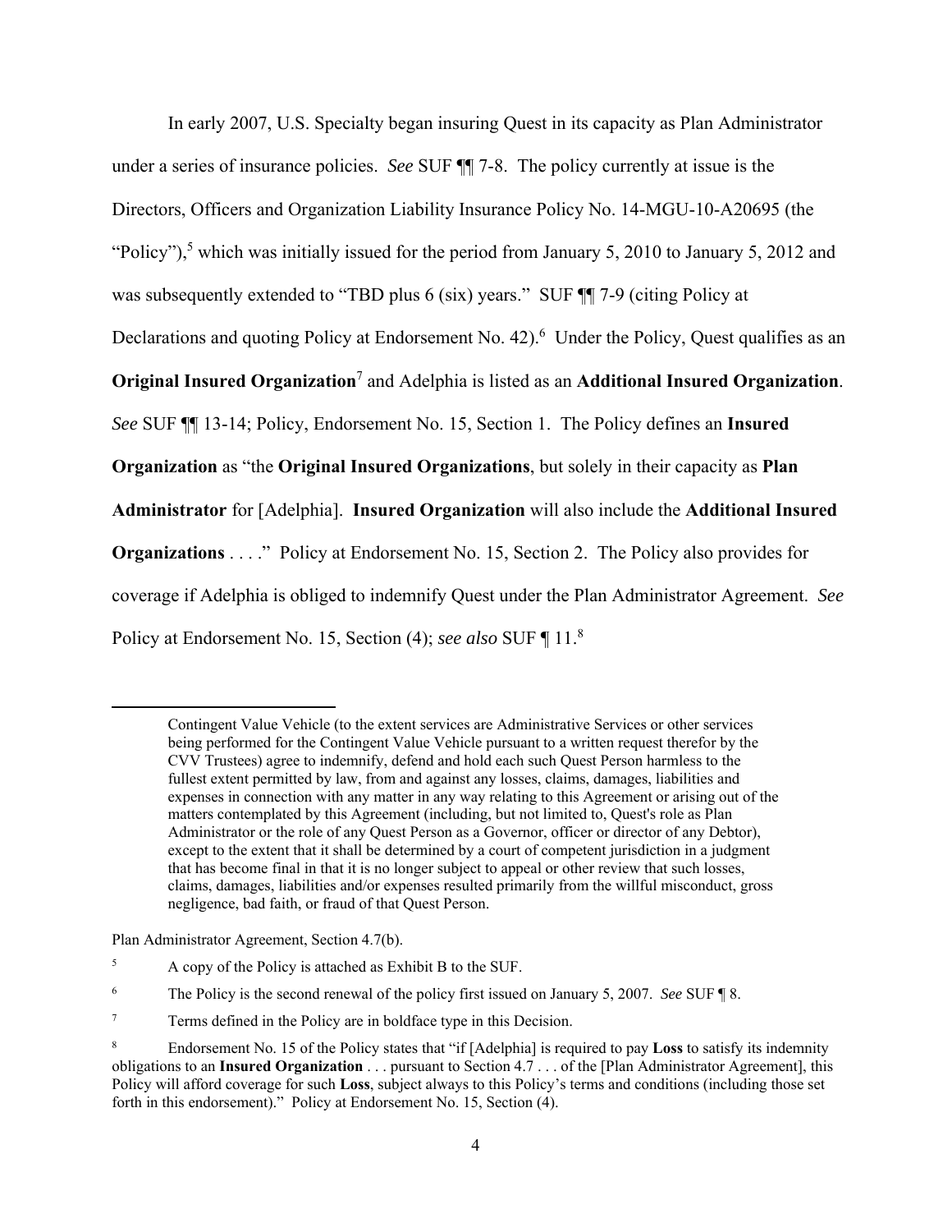In early 2007, U.S. Specialty began insuring Quest in its capacity as Plan Administrator under a series of insurance policies. *See* SUF ¶¶ 7-8. The policy currently at issue is the Directors, Officers and Organization Liability Insurance Policy No. 14-MGU-10-A20695 (the "Policy"),[5] which was initially issued for the period from January 5, 2010 to January 5, 2012 and was subsequently extended to "TBD plus 6 (six) years." SUF ¶¶ 7-9 (citing Policy at Declarations and quoting Policy at Endorsement No. 42).[6] Under the Policy, Quest qualifies as an **Original Insured Organization**[7] and Adelphia is listed as an **Additional Insured Organization**. *See* SUF ¶¶ 13-14; Policy, Endorsement No. 15, Section 1. The Policy defines an **Insured Organization** as "the **Original Insured Organizations**, but solely in their capacity as **Plan Administrator** for [Adelphia]. **Insured Organization** will also include the **Additional Insured Organizations** . . . ." Policy at Endorsement No. 15, Section 2. The Policy also provides for coverage if Adelphia is obliged to indemnify Quest under the Plan Administrator Agreement. *See* Policy at Endorsement No. 15, Section (4); *see also* SUF ¶ 11.[8]

---

> Contingent Value Vehicle (to the extent services are Administrative Services or other services being performed for the Contingent Value Vehicle pursuant to a written request therefor by the CVV Trustees) agree to indemnify, defend and hold each such Quest Person harmless to the fullest extent permitted by law, from and against any losses, claims, damages, liabilities and expenses in connection with any matter in any way relating to this Agreement or arising out of the matters contemplated by this Agreement (including, but not limited to, Quest's role as Plan Administrator or the role of any Quest Person as a Governor, officer or director of any Debtor), except to the extent that it shall be determined by a court of competent jurisdiction in a judgment that has become final in that it is no longer subject to appeal or other review that such losses, claims, damages, liabilities and/or expenses resulted primarily from the willful misconduct, gross negligence, bad faith, or fraud of that Quest Person.

Plan Administrator Agreement, Section 4.7(b).

[5] A copy of the Policy is attached as Exhibit B to the SUF.

[6] The Policy is the second renewal of the policy first issued on January 5, 2007. *See* SUF ¶ 8.

[7] Terms defined in the Policy are in boldface type in this Decision.

[8] Endorsement No. 15 of the Policy states that "if [Adelphia] is required to pay **Loss** to satisfy its indemnity obligations to an **Insured Organization** . . . pursuant to Section 4.7 . . . of the [Plan Administrator Agreement], this Policy will afford coverage for such **Loss**, subject always to this Policy's terms and conditions (including those set forth in this endorsement)." Policy at Endorsement No. 15, Section (4).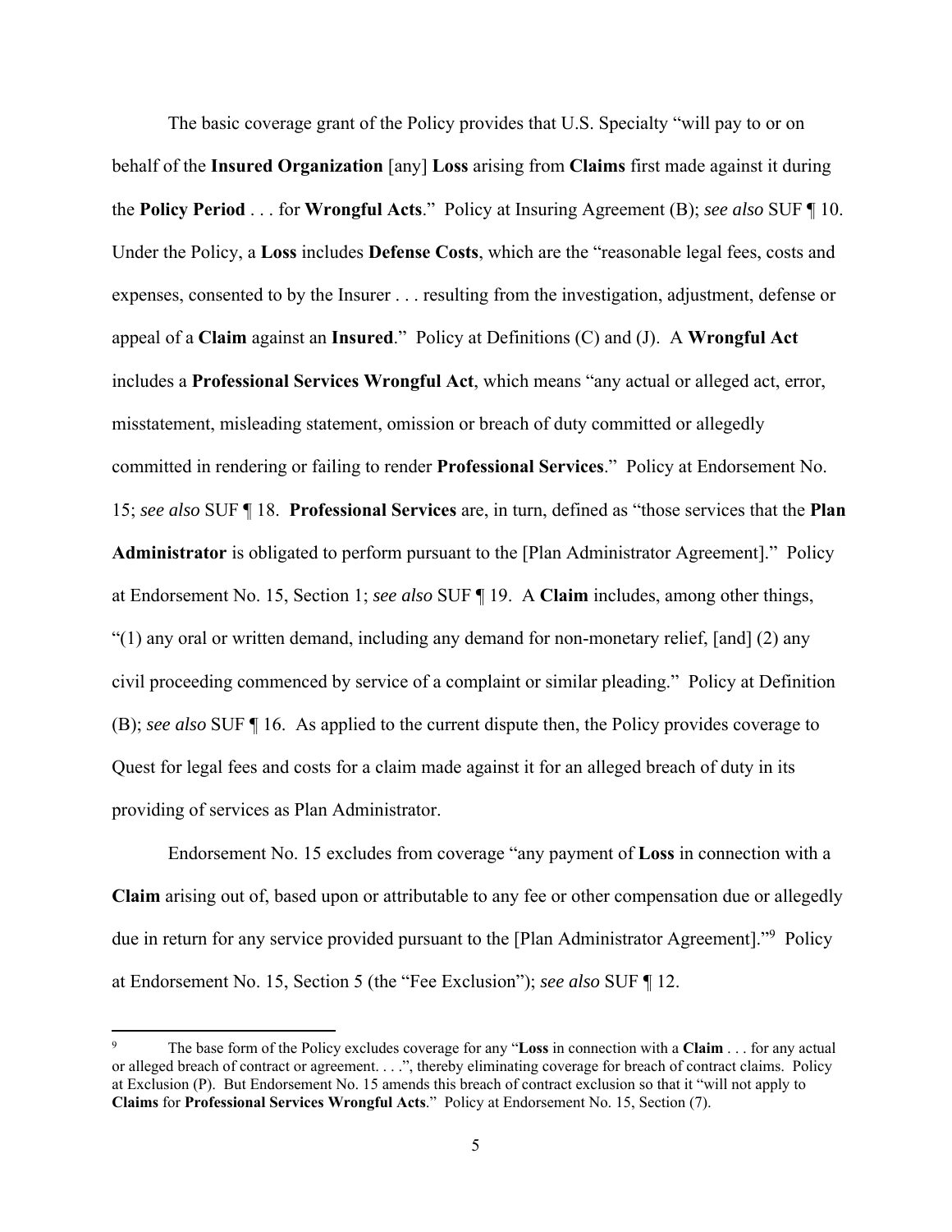The basic coverage grant of the Policy provides that U.S. Specialty "will pay to or on behalf of the **Insured Organization** [any] **Loss** arising from **Claims** first made against it during the **Policy Period** . . . for **Wrongful Acts**." Policy at Insuring Agreement (B); *see also* SUF ¶ 10. Under the Policy, a **Loss** includes **Defense Costs**, which are the "reasonable legal fees, costs and expenses, consented to by the Insurer . . . resulting from the investigation, adjustment, defense or appeal of a **Claim** against an **Insured**." Policy at Definitions (C) and (J). A **Wrongful Act** includes a **Professional Services Wrongful Act**, which means "any actual or alleged act, error, misstatement, misleading statement, omission or breach of duty committed or allegedly committed in rendering or failing to render **Professional Services**." Policy at Endorsement No. 15; *see also* SUF ¶ 18. **Professional Services** are, in turn, defined as "those services that the **Plan Administrator** is obligated to perform pursuant to the [Plan Administrator Agreement]." Policy at Endorsement No. 15, Section 1; *see also* SUF ¶ 19. A **Claim** includes, among other things, "(1) any oral or written demand, including any demand for non-monetary relief, [and] (2) any civil proceeding commenced by service of a complaint or similar pleading." Policy at Definition (B); *see also* SUF ¶ 16. As applied to the current dispute then, the Policy provides coverage to Quest for legal fees and costs for a claim made against it for an alleged breach of duty in its providing of services as Plan Administrator.

Endorsement No. 15 excludes from coverage "any payment of **Loss** in connection with a **Claim** arising out of, based upon or attributable to any fee or other compensation due or allegedly due in return for any service provided pursuant to the [Plan Administrator Agreement]."[9] Policy at Endorsement No. 15, Section 5 (the "Fee Exclusion"); *see also* SUF ¶ 12.

---

[9] The base form of the Policy excludes coverage for any "**Loss** in connection with a **Claim** . . . for any actual or alleged breach of contract or agreement. . . .", thereby eliminating coverage for breach of contract claims. Policy at Exclusion (P). But Endorsement No. 15 amends this breach of contract exclusion so that it "will not apply to **Claims** for **Professional Services Wrongful Acts**." Policy at Endorsement No. 15, Section (7).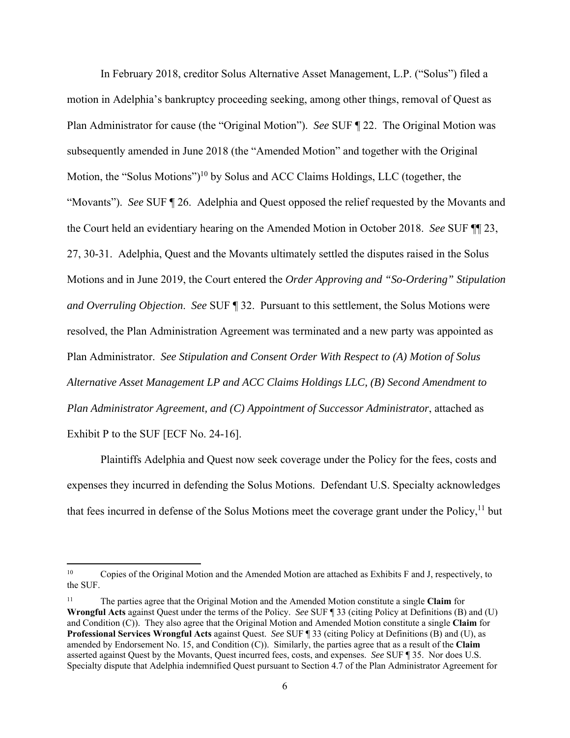In February 2018, creditor Solus Alternative Asset Management, L.P. ("Solus") filed a motion in Adelphia's bankruptcy proceeding seeking, among other things, removal of Quest as Plan Administrator for cause (the "Original Motion"). *See* SUF ¶ 22. The Original Motion was subsequently amended in June 2018 (the "Amended Motion" and together with the Original Motion, the "Solus Motions")[10] by Solus and ACC Claims Holdings, LLC (together, the "Movants"). *See* SUF ¶ 26. Adelphia and Quest opposed the relief requested by the Movants and the Court held an evidentiary hearing on the Amended Motion in October 2018. *See* SUF ¶¶ 23, 27, 30-31. Adelphia, Quest and the Movants ultimately settled the disputes raised in the Solus Motions and in June 2019, the Court entered the *Order Approving and "So-Ordering" Stipulation and Overruling Objection*. *See* SUF ¶ 32. Pursuant to this settlement, the Solus Motions were resolved, the Plan Administration Agreement was terminated and a new party was appointed as Plan Administrator. *See Stipulation and Consent Order With Respect to (A) Motion of Solus Alternative Asset Management LP and ACC Claims Holdings LLC, (B) Second Amendment to Plan Administrator Agreement, and (C) Appointment of Successor Administrator*, attached as Exhibit P to the SUF [ECF No. 24-16].

Plaintiffs Adelphia and Quest now seek coverage under the Policy for the fees, costs and expenses they incurred in defending the Solus Motions. Defendant U.S. Specialty acknowledges that fees incurred in defense of the Solus Motions meet the coverage grant under the Policy,[11] but

---

[10] Copies of the Original Motion and the Amended Motion are attached as Exhibits F and J, respectively, to the SUF.

[11] The parties agree that the Original Motion and the Amended Motion constitute a single **Claim** for **Wrongful Acts** against Quest under the terms of the Policy. *See* SUF ¶ 33 (citing Policy at Definitions (B) and (U) and Condition (C)). They also agree that the Original Motion and Amended Motion constitute a single **Claim** for **Professional Services Wrongful Acts** against Quest. *See* SUF ¶ 33 (citing Policy at Definitions (B) and (U), as amended by Endorsement No. 15, and Condition (C)). Similarly, the parties agree that as a result of the **Claim** asserted against Quest by the Movants, Quest incurred fees, costs, and expenses. *See* SUF ¶ 35. Nor does U.S. Specialty dispute that Adelphia indemnified Quest pursuant to Section 4.7 of the Plan Administrator Agreement for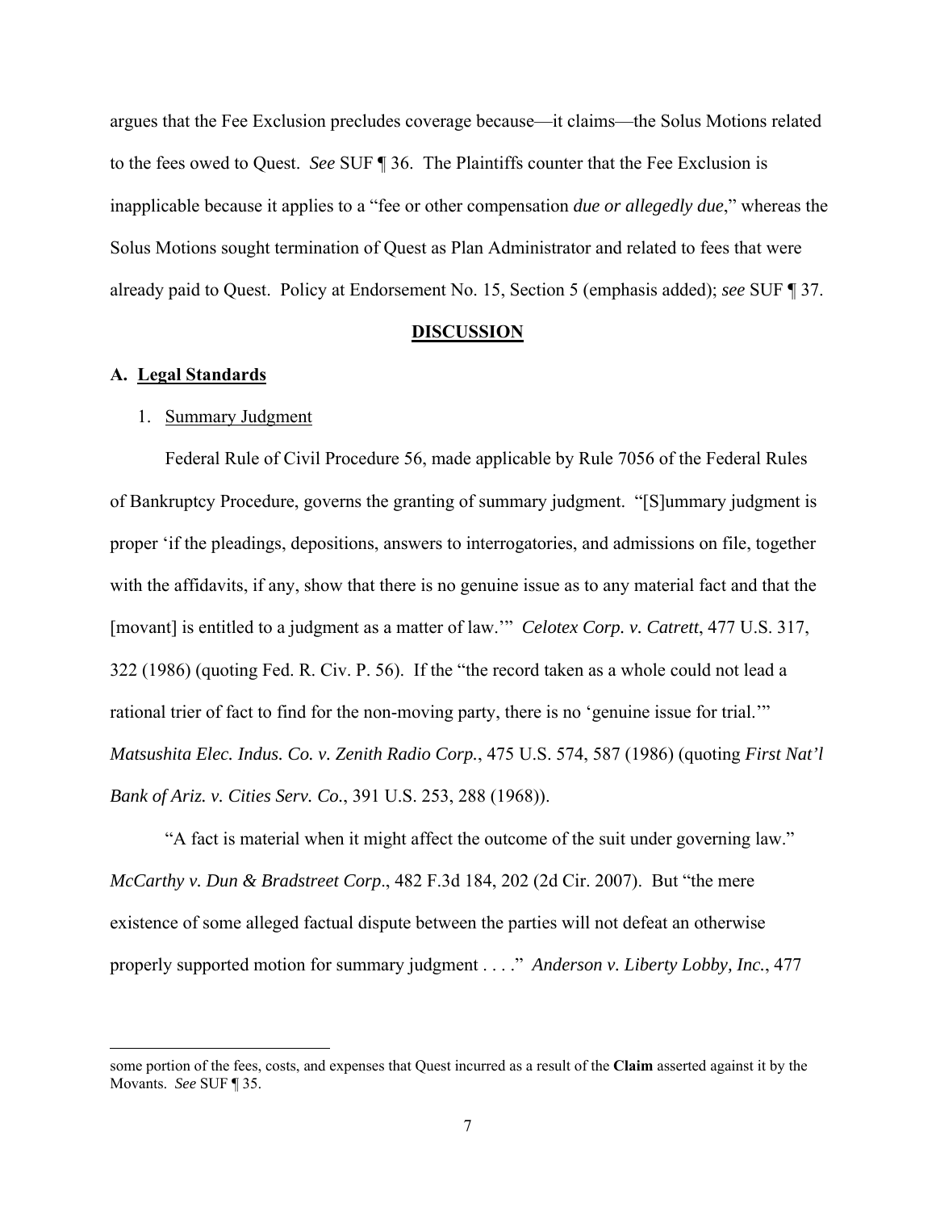argues that the Fee Exclusion precludes coverage because—it claims—the Solus Motions related to the fees owed to Quest. *See* SUF ¶ 36. The Plaintiffs counter that the Fee Exclusion is inapplicable because it applies to a "fee or other compensation *due or allegedly due*," whereas the Solus Motions sought termination of Quest as Plan Administrator and related to fees that were already paid to Quest. Policy at Endorsement No. 15, Section 5 (emphasis added); *see* SUF ¶ 37.

## **DISCUSSION**

### **A. Legal Standards**

1. Summary Judgment

Federal Rule of Civil Procedure 56, made applicable by Rule 7056 of the Federal Rules of Bankruptcy Procedure, governs the granting of summary judgment. "[S]ummary judgment is proper 'if the pleadings, depositions, answers to interrogatories, and admissions on file, together with the affidavits, if any, show that there is no genuine issue as to any material fact and that the [movant] is entitled to a judgment as a matter of law.'" *Celotex Corp. v. Catrett*, 477 U.S. 317, 322 (1986) (quoting Fed. R. Civ. P. 56). If the "the record taken as a whole could not lead a rational trier of fact to find for the non-moving party, there is no 'genuine issue for trial.'" *Matsushita Elec. Indus. Co. v. Zenith Radio Corp.*, 475 U.S. 574, 587 (1986) (quoting *First Nat'l Bank of Ariz. v. Cities Serv. Co.*, 391 U.S. 253, 288 (1968)).

"A fact is material when it might affect the outcome of the suit under governing law." *McCarthy v. Dun & Bradstreet Corp*., 482 F.3d 184, 202 (2d Cir. 2007). But "the mere existence of some alleged factual dispute between the parties will not defeat an otherwise properly supported motion for summary judgment . . . ." *Anderson v. Liberty Lobby, Inc.*, 477

---

some portion of the fees, costs, and expenses that Quest incurred as a result of the **Claim** asserted against it by the Movants. *See* SUF ¶ 35.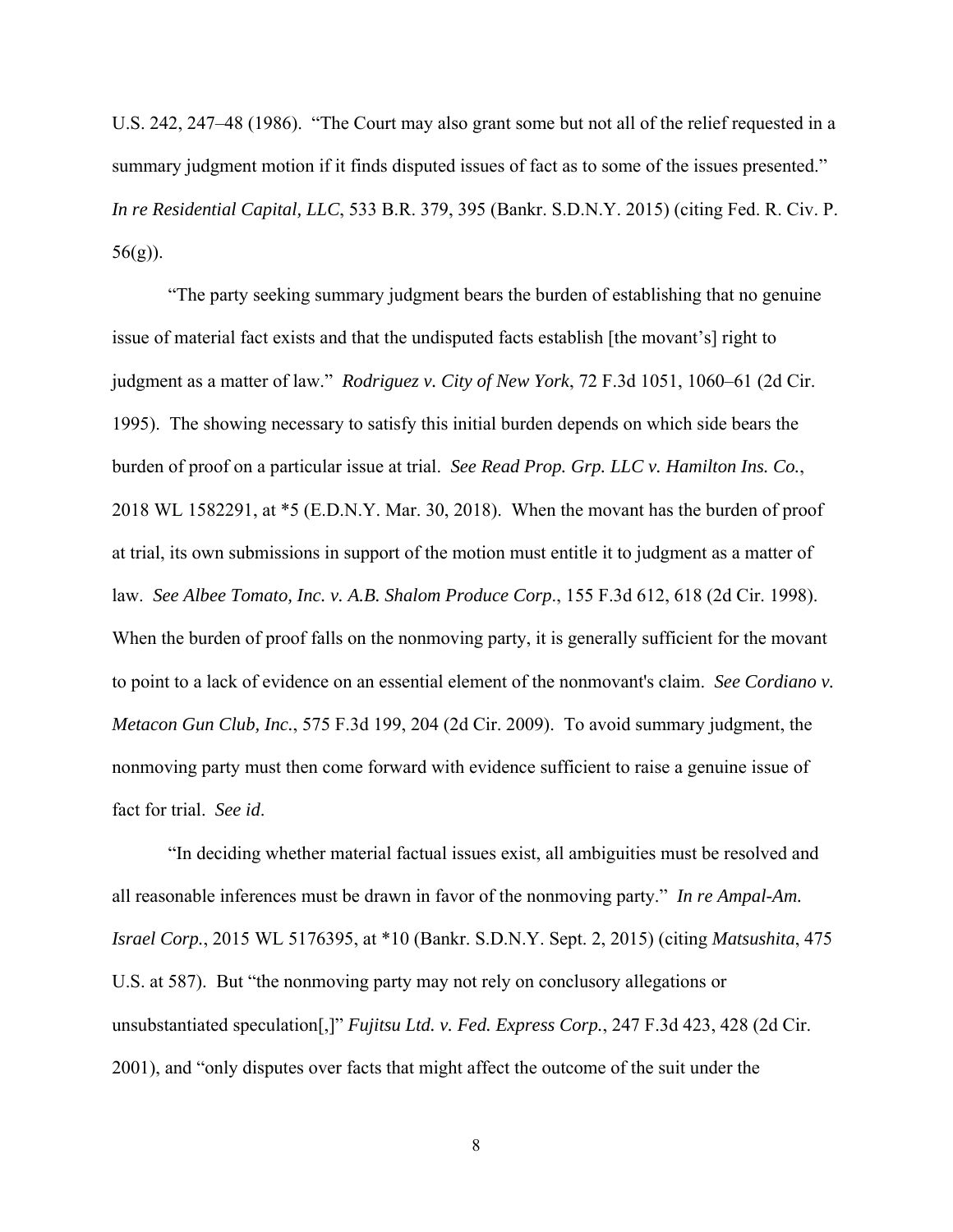U.S. 242, 247–48 (1986). "The Court may also grant some but not all of the relief requested in a summary judgment motion if it finds disputed issues of fact as to some of the issues presented." *In re Residential Capital, LLC*, 533 B.R. 379, 395 (Bankr. S.D.N.Y. 2015) (citing Fed. R. Civ. P. 56(g)).

"The party seeking summary judgment bears the burden of establishing that no genuine issue of material fact exists and that the undisputed facts establish [the movant's] right to judgment as a matter of law." *Rodriguez v. City of New York*, 72 F.3d 1051, 1060–61 (2d Cir. 1995). The showing necessary to satisfy this initial burden depends on which side bears the burden of proof on a particular issue at trial. *See Read Prop. Grp. LLC v. Hamilton Ins. Co.*, 2018 WL 1582291, at *5 (E.D.N.Y. Mar. 30, 2018). When the movant has the burden of proof at trial, its own submissions in support of the motion must entitle it to judgment as a matter of law. *See Albee Tomato, Inc. v. A.B. Shalom Produce Corp*., 155 F.3d 612, 618 (2d Cir. 1998). When the burden of proof falls on the nonmoving party, it is generally sufficient for the movant to point to a lack of evidence on an essential element of the nonmovant's claim. *See Cordiano v. Metacon Gun Club, Inc.*, 575 F.3d 199, 204 (2d Cir. 2009). To avoid summary judgment, the nonmoving party must then come forward with evidence sufficient to raise a genuine issue of fact for trial. *See id*.

"In deciding whether material factual issues exist, all ambiguities must be resolved and all reasonable inferences must be drawn in favor of the nonmoving party." *In re Ampal-Am. Israel Corp.*, 2015 WL 5176395, at *10 (Bankr. S.D.N.Y. Sept. 2, 2015) (citing *Matsushita*, 475 U.S. at 587). But "the nonmoving party may not rely on conclusory allegations or unsubstantiated speculation[,]" *Fujitsu Ltd. v. Fed. Express Corp.*, 247 F.3d 423, 428 (2d Cir. 2001), and "only disputes over facts that might affect the outcome of the suit under the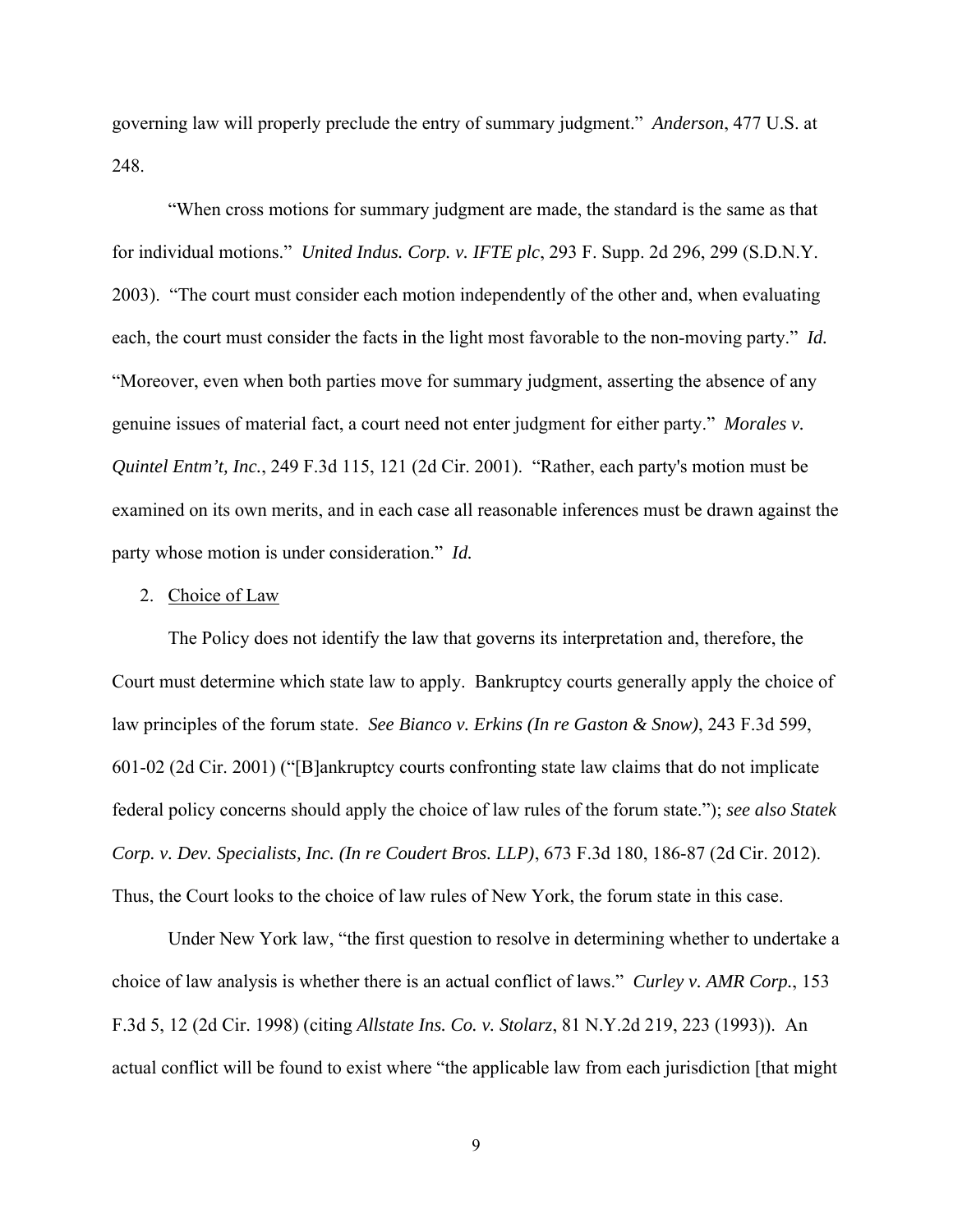governing law will properly preclude the entry of summary judgment." *Anderson*, 477 U.S. at 248.

"When cross motions for summary judgment are made, the standard is the same as that for individual motions." *United Indus. Corp. v. IFTE plc*, 293 F. Supp. 2d 296, 299 (S.D.N.Y. 2003). "The court must consider each motion independently of the other and, when evaluating each, the court must consider the facts in the light most favorable to the non-moving party." *Id.* "Moreover, even when both parties move for summary judgment, asserting the absence of any genuine issues of material fact, a court need not enter judgment for either party." *Morales v. Quintel Entm't, Inc.*, 249 F.3d 115, 121 (2d Cir. 2001). "Rather, each party's motion must be examined on its own merits, and in each case all reasonable inferences must be drawn against the party whose motion is under consideration." *Id.*

2. Choice of Law

The Policy does not identify the law that governs its interpretation and, therefore, the Court must determine which state law to apply. Bankruptcy courts generally apply the choice of law principles of the forum state. *See Bianco v. Erkins (In re Gaston & Snow)*, 243 F.3d 599, 601-02 (2d Cir. 2001) ("[B]ankruptcy courts confronting state law claims that do not implicate federal policy concerns should apply the choice of law rules of the forum state."); *see also Statek Corp. v. Dev. Specialists, Inc. (In re Coudert Bros. LLP)*, 673 F.3d 180, 186-87 (2d Cir. 2012). Thus, the Court looks to the choice of law rules of New York, the forum state in this case.

Under New York law, "the first question to resolve in determining whether to undertake a choice of law analysis is whether there is an actual conflict of laws." *Curley v. AMR Corp.*, 153 F.3d 5, 12 (2d Cir. 1998) (citing *Allstate Ins. Co. v. Stolarz*, 81 N.Y.2d 219, 223 (1993)). An actual conflict will be found to exist where "the applicable law from each jurisdiction [that might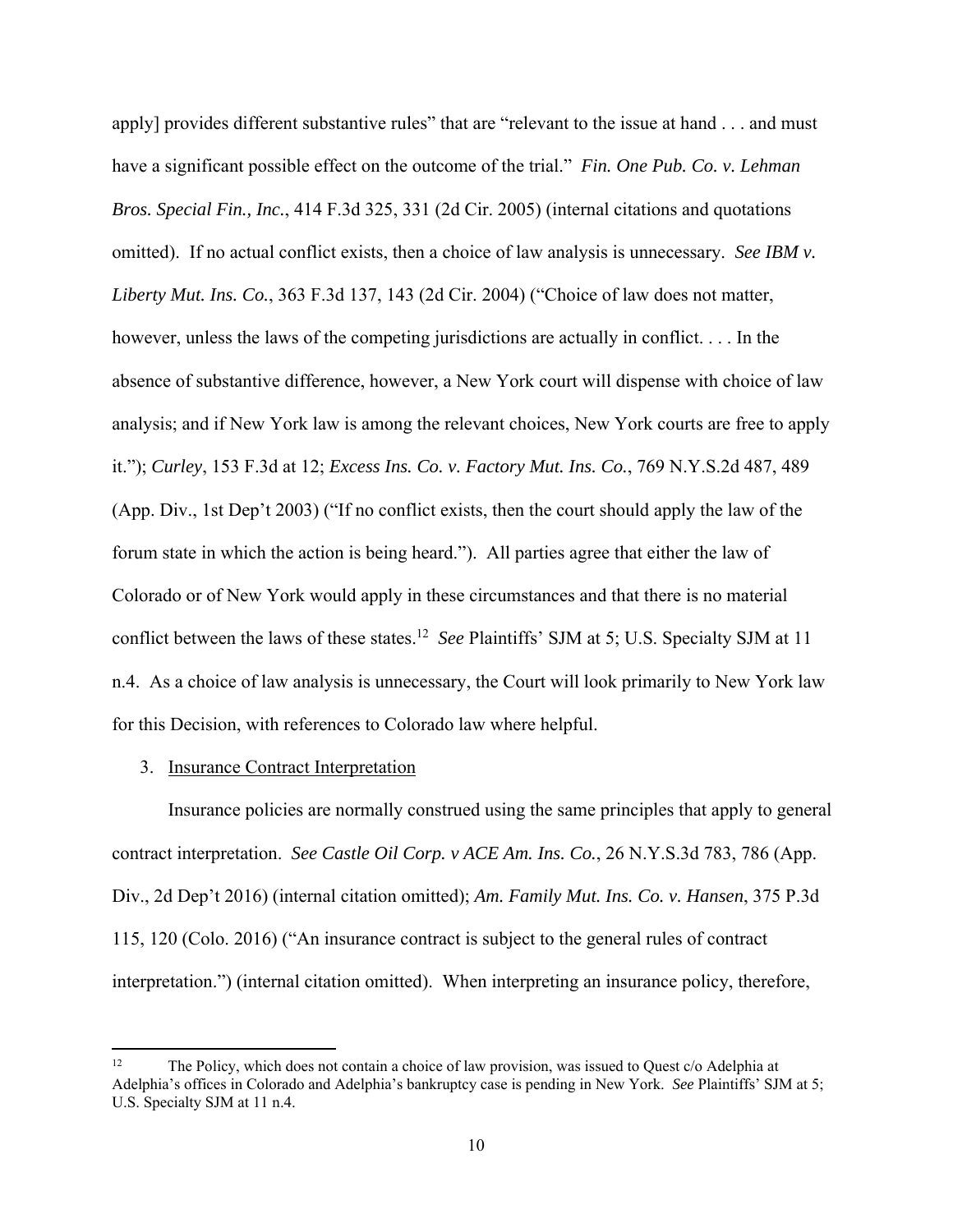apply] provides different substantive rules" that are "relevant to the issue at hand . . . and must have a significant possible effect on the outcome of the trial." *Fin. One Pub. Co. v. Lehman Bros. Special Fin., Inc.*, 414 F.3d 325, 331 (2d Cir. 2005) (internal citations and quotations omitted). If no actual conflict exists, then a choice of law analysis is unnecessary. *See IBM v. Liberty Mut. Ins. Co.*, 363 F.3d 137, 143 (2d Cir. 2004) ("Choice of law does not matter, however, unless the laws of the competing jurisdictions are actually in conflict. . . . In the absence of substantive difference, however, a New York court will dispense with choice of law analysis; and if New York law is among the relevant choices, New York courts are free to apply it."); *Curley*, 153 F.3d at 12; *Excess Ins. Co. v. Factory Mut. Ins. Co.*, 769 N.Y.S.2d 487, 489 (App. Div., 1st Dep't 2003) ("If no conflict exists, then the court should apply the law of the forum state in which the action is being heard."). All parties agree that either the law of Colorado or of New York would apply in these circumstances and that there is no material conflict between the laws of these states.[12] *See* Plaintiffs' SJM at 5; U.S. Specialty SJM at 11 n.4. As a choice of law analysis is unnecessary, the Court will look primarily to New York law for this Decision, with references to Colorado law where helpful.

3. Insurance Contract Interpretation

Insurance policies are normally construed using the same principles that apply to general contract interpretation. *See Castle Oil Corp. v ACE Am. Ins. Co.*, 26 N.Y.S.3d 783, 786 (App. Div., 2d Dep't 2016) (internal citation omitted); *Am. Family Mut. Ins. Co. v. Hansen*, 375 P.3d 115, 120 (Colo. 2016) ("An insurance contract is subject to the general rules of contract interpretation.") (internal citation omitted). When interpreting an insurance policy, therefore,

[12] The Policy, which does not contain a choice of law provision, was issued to Quest c/o Adelphia at Adelphia's offices in Colorado and Adelphia's bankruptcy case is pending in New York. *See* Plaintiffs' SJM at 5; U.S. Specialty SJM at 11 n.4.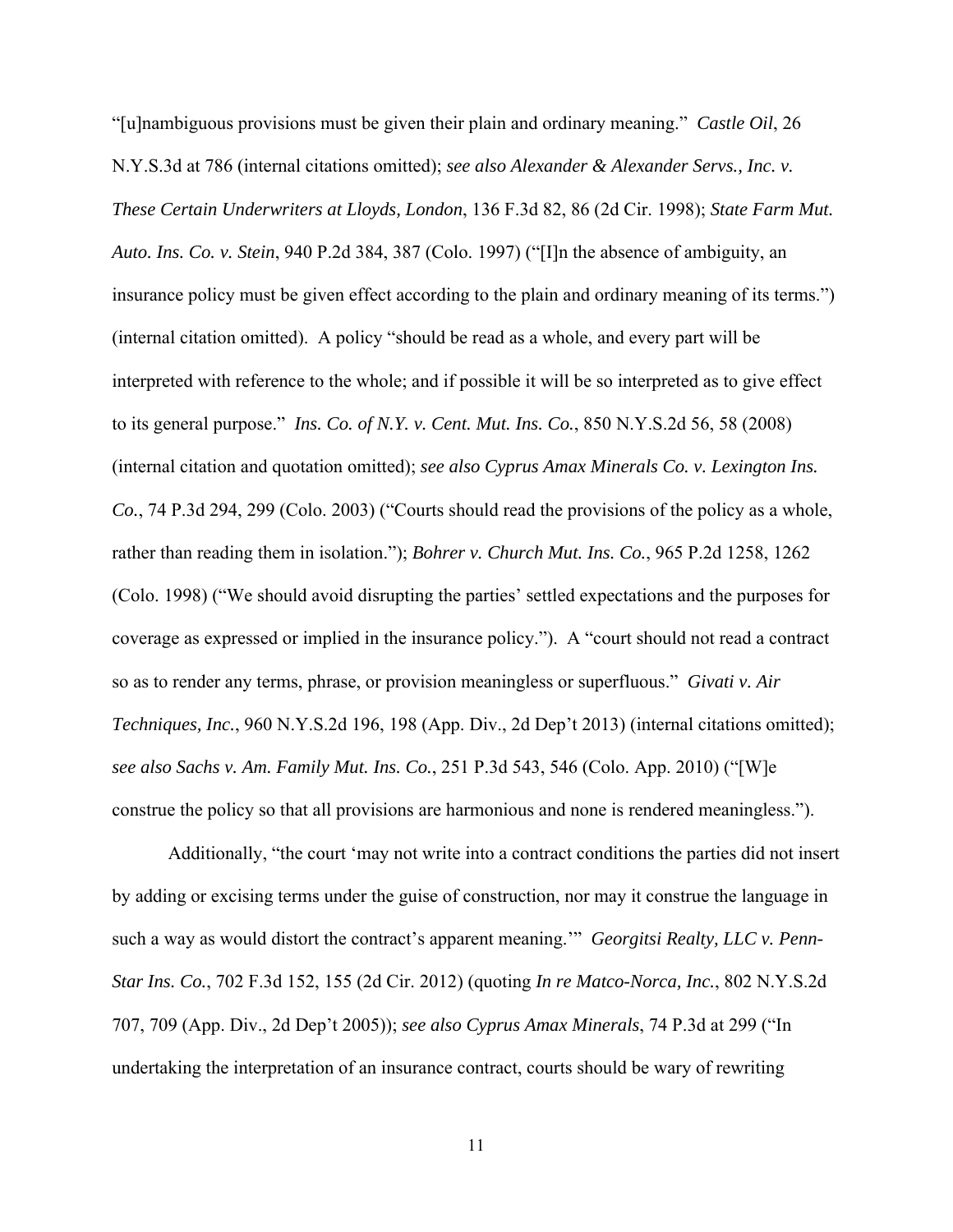"[u]nambiguous provisions must be given their plain and ordinary meaning." *Castle Oil*, 26 N.Y.S.3d at 786 (internal citations omitted); *see also Alexander & Alexander Servs., Inc. v. These Certain Underwriters at Lloyds, London*, 136 F.3d 82, 86 (2d Cir. 1998); *State Farm Mut. Auto. Ins. Co. v. Stein*, 940 P.2d 384, 387 (Colo. 1997) ("[I]n the absence of ambiguity, an insurance policy must be given effect according to the plain and ordinary meaning of its terms.") (internal citation omitted). A policy "should be read as a whole, and every part will be interpreted with reference to the whole; and if possible it will be so interpreted as to give effect to its general purpose." *Ins. Co. of N.Y. v. Cent. Mut. Ins. Co.*, 850 N.Y.S.2d 56, 58 (2008) (internal citation and quotation omitted); *see also Cyprus Amax Minerals Co. v. Lexington Ins. Co.*, 74 P.3d 294, 299 (Colo. 2003) ("Courts should read the provisions of the policy as a whole, rather than reading them in isolation."); *Bohrer v. Church Mut. Ins. Co.*, 965 P.2d 1258, 1262 (Colo. 1998) ("We should avoid disrupting the parties' settled expectations and the purposes for coverage as expressed or implied in the insurance policy."). A "court should not read a contract so as to render any terms, phrase, or provision meaningless or superfluous." *Givati v. Air Techniques, Inc.*, 960 N.Y.S.2d 196, 198 (App. Div., 2d Dep't 2013) (internal citations omitted); *see also Sachs v. Am. Family Mut. Ins. Co.*, 251 P.3d 543, 546 (Colo. App. 2010) ("[W]e construe the policy so that all provisions are harmonious and none is rendered meaningless.").

Additionally, "the court 'may not write into a contract conditions the parties did not insert by adding or excising terms under the guise of construction, nor may it construe the language in such a way as would distort the contract's apparent meaning.'" *Georgitsi Realty, LLC v. Penn-Star Ins. Co.*, 702 F.3d 152, 155 (2d Cir. 2012) (quoting *In re Matco-Norca, Inc.*, 802 N.Y.S.2d 707, 709 (App. Div., 2d Dep't 2005)); *see also Cyprus Amax Minerals*, 74 P.3d at 299 ("In undertaking the interpretation of an insurance contract, courts should be wary of rewriting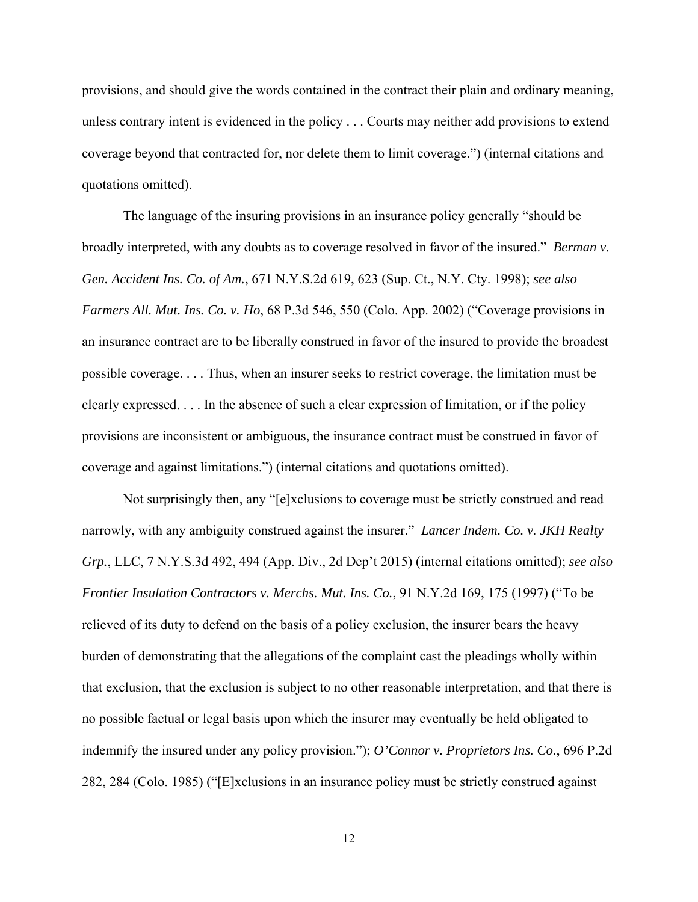provisions, and should give the words contained in the contract their plain and ordinary meaning, unless contrary intent is evidenced in the policy . . . Courts may neither add provisions to extend coverage beyond that contracted for, nor delete them to limit coverage.") (internal citations and quotations omitted).

The language of the insuring provisions in an insurance policy generally "should be broadly interpreted, with any doubts as to coverage resolved in favor of the insured." *Berman v. Gen. Accident Ins. Co. of Am.*, 671 N.Y.S.2d 619, 623 (Sup. Ct., N.Y. Cty. 1998); *see also Farmers All. Mut. Ins. Co. v. Ho*, 68 P.3d 546, 550 (Colo. App. 2002) ("Coverage provisions in an insurance contract are to be liberally construed in favor of the insured to provide the broadest possible coverage. . . . Thus, when an insurer seeks to restrict coverage, the limitation must be clearly expressed. . . . In the absence of such a clear expression of limitation, or if the policy provisions are inconsistent or ambiguous, the insurance contract must be construed in favor of coverage and against limitations.") (internal citations and quotations omitted).

Not surprisingly then, any "[e]xclusions to coverage must be strictly construed and read narrowly, with any ambiguity construed against the insurer." *Lancer Indem. Co. v. JKH Realty Grp.*, LLC, 7 N.Y.S.3d 492, 494 (App. Div., 2d Dep't 2015) (internal citations omitted); *see also Frontier Insulation Contractors v. Merchs. Mut. Ins. Co.*, 91 N.Y.2d 169, 175 (1997) ("To be relieved of its duty to defend on the basis of a policy exclusion, the insurer bears the heavy burden of demonstrating that the allegations of the complaint cast the pleadings wholly within that exclusion, that the exclusion is subject to no other reasonable interpretation, and that there is no possible factual or legal basis upon which the insurer may eventually be held obligated to indemnify the insured under any policy provision."); *O'Connor v. Proprietors Ins. Co.*, 696 P.2d 282, 284 (Colo. 1985) ("[E]xclusions in an insurance policy must be strictly construed against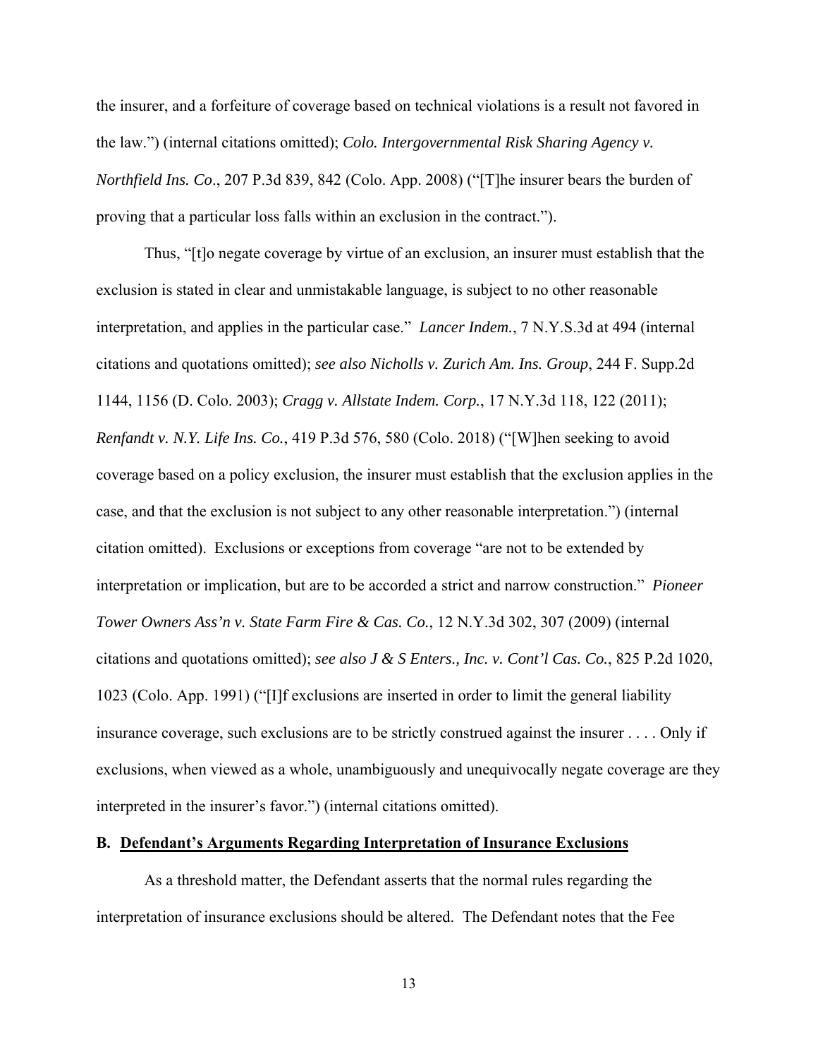the insurer, and a forfeiture of coverage based on technical violations is a result not favored in the law.") (internal citations omitted); *Colo. Intergovernmental Risk Sharing Agency v. Northfield Ins. Co*., 207 P.3d 839, 842 (Colo. App. 2008) ("[T]he insurer bears the burden of proving that a particular loss falls within an exclusion in the contract.").

Thus, "[t]o negate coverage by virtue of an exclusion, an insurer must establish that the exclusion is stated in clear and unmistakable language, is subject to no other reasonable interpretation, and applies in the particular case." *Lancer Indem.*, 7 N.Y.S.3d at 494 (internal citations and quotations omitted); *see also Nicholls v. Zurich Am. Ins. Group*, 244 F. Supp.2d 1144, 1156 (D. Colo. 2003); *Cragg v. Allstate Indem. Corp.*, 17 N.Y.3d 118, 122 (2011); *Renfandt v. N.Y. Life Ins. Co.*, 419 P.3d 576, 580 (Colo. 2018) ("[W]hen seeking to avoid coverage based on a policy exclusion, the insurer must establish that the exclusion applies in the case, and that the exclusion is not subject to any other reasonable interpretation.") (internal citation omitted). Exclusions or exceptions from coverage "are not to be extended by interpretation or implication, but are to be accorded a strict and narrow construction." *Pioneer Tower Owners Ass'n v. State Farm Fire & Cas. Co.*, 12 N.Y.3d 302, 307 (2009) (internal citations and quotations omitted); *see also J & S Enters., Inc. v. Cont'l Cas. Co.*, 825 P.2d 1020, 1023 (Colo. App. 1991) ("[I]f exclusions are inserted in order to limit the general liability insurance coverage, such exclusions are to be strictly construed against the insurer . . . . Only if exclusions, when viewed as a whole, unambiguously and unequivocally negate coverage are they interpreted in the insurer's favor.") (internal citations omitted).

### B. <u>Defendant's Arguments Regarding Interpretation of Insurance Exclusions</u>

As a threshold matter, the Defendant asserts that the normal rules regarding the interpretation of insurance exclusions should be altered. The Defendant notes that the Fee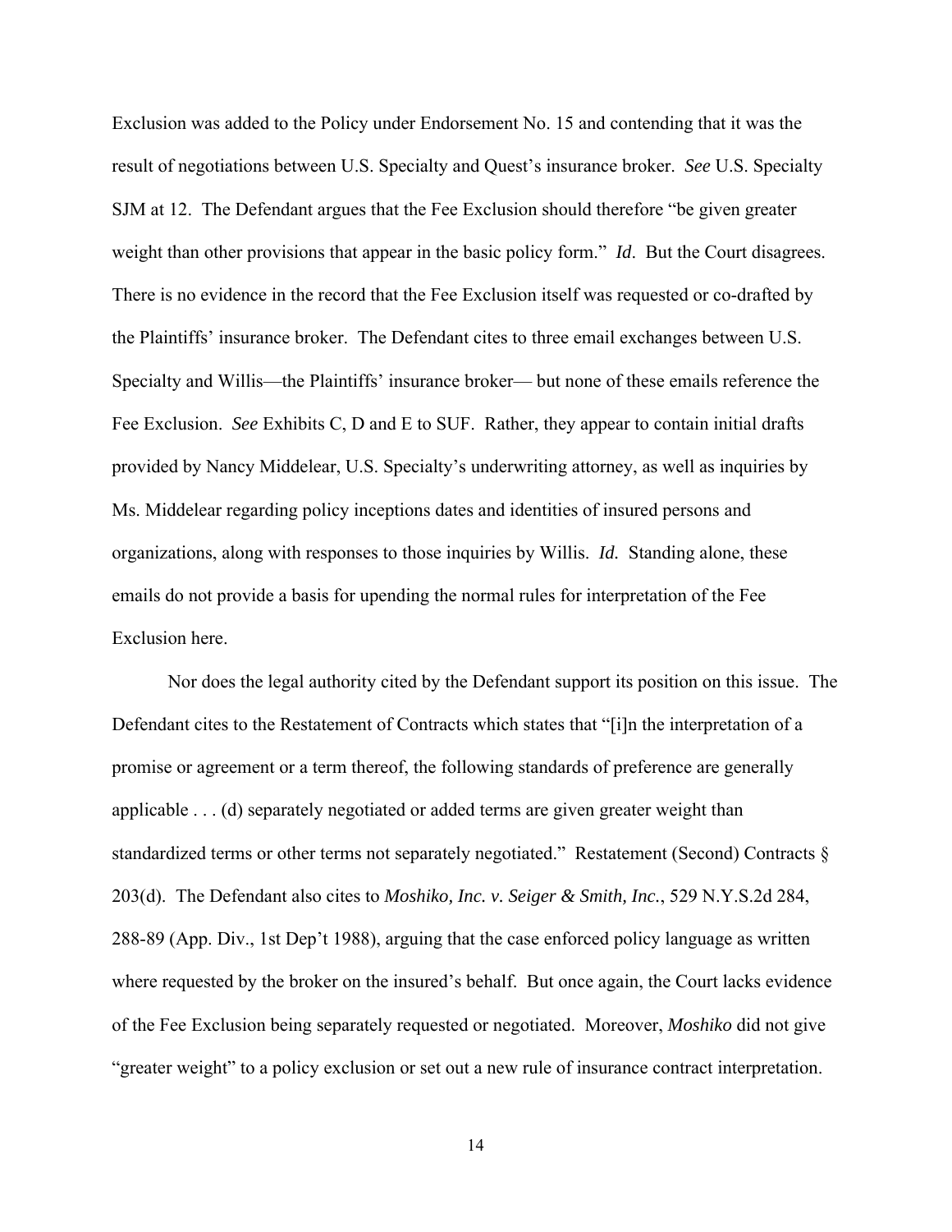Exclusion was added to the Policy under Endorsement No. 15 and contending that it was the result of negotiations between U.S. Specialty and Quest's insurance broker. *See* U.S. Specialty SJM at 12. The Defendant argues that the Fee Exclusion should therefore "be given greater weight than other provisions that appear in the basic policy form." *Id*. But the Court disagrees. There is no evidence in the record that the Fee Exclusion itself was requested or co-drafted by the Plaintiffs' insurance broker. The Defendant cites to three email exchanges between U.S. Specialty and Willis—the Plaintiffs' insurance broker— but none of these emails reference the Fee Exclusion. *See* Exhibits C, D and E to SUF. Rather, they appear to contain initial drafts provided by Nancy Middelear, U.S. Specialty's underwriting attorney, as well as inquiries by Ms. Middelear regarding policy inceptions dates and identities of insured persons and organizations, along with responses to those inquiries by Willis. *Id.* Standing alone, these emails do not provide a basis for upending the normal rules for interpretation of the Fee Exclusion here.

Nor does the legal authority cited by the Defendant support its position on this issue. The Defendant cites to the Restatement of Contracts which states that "[i]n the interpretation of a promise or agreement or a term thereof, the following standards of preference are generally applicable . . . (d) separately negotiated or added terms are given greater weight than standardized terms or other terms not separately negotiated." Restatement (Second) Contracts § 203(d). The Defendant also cites to *Moshiko, Inc. v. Seiger & Smith, Inc.*, 529 N.Y.S.2d 284, 288-89 (App. Div., 1st Dep't 1988), arguing that the case enforced policy language as written where requested by the broker on the insured's behalf. But once again, the Court lacks evidence of the Fee Exclusion being separately requested or negotiated. Moreover, *Moshiko* did not give "greater weight" to a policy exclusion or set out a new rule of insurance contract interpretation.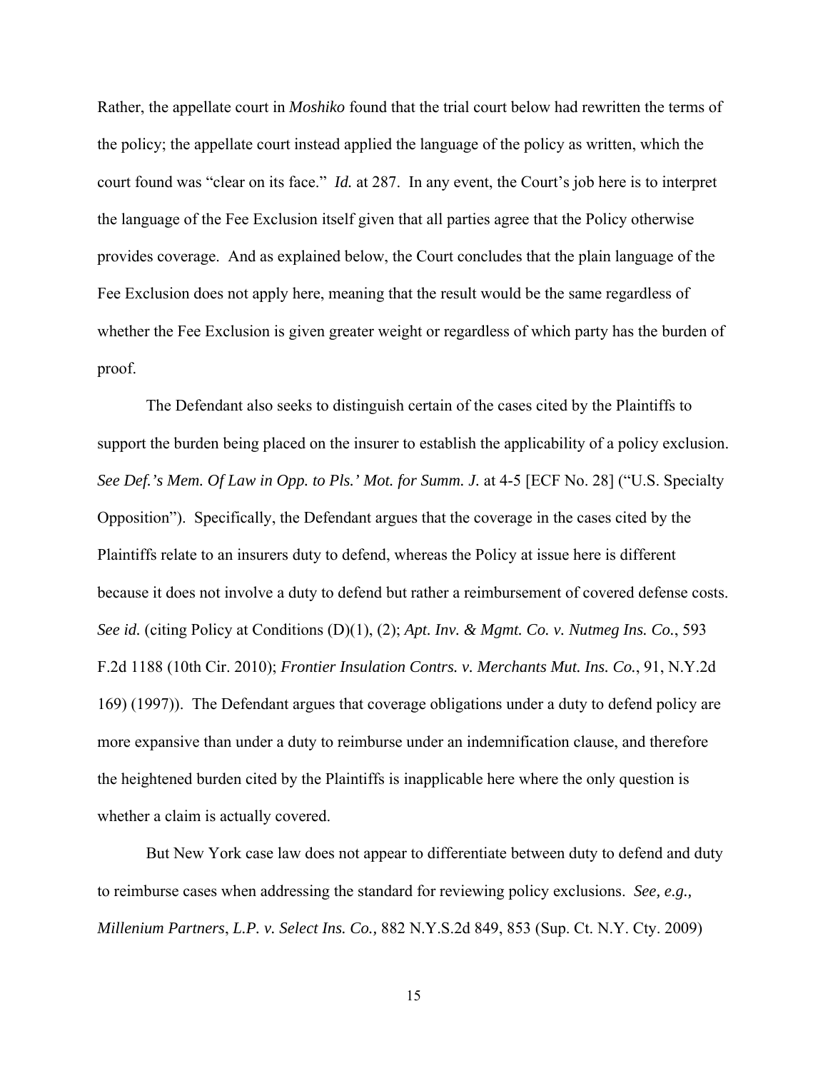Rather, the appellate court in *Moshiko* found that the trial court below had rewritten the terms of the policy; the appellate court instead applied the language of the policy as written, which the court found was "clear on its face." *Id.* at 287. In any event, the Court's job here is to interpret the language of the Fee Exclusion itself given that all parties agree that the Policy otherwise provides coverage. And as explained below, the Court concludes that the plain language of the Fee Exclusion does not apply here, meaning that the result would be the same regardless of whether the Fee Exclusion is given greater weight or regardless of which party has the burden of proof.

The Defendant also seeks to distinguish certain of the cases cited by the Plaintiffs to support the burden being placed on the insurer to establish the applicability of a policy exclusion. *See Def.'s Mem. Of Law in Opp. to Pls.' Mot. for Summ. J.* at 4-5 [ECF No. 28] ("U.S. Specialty Opposition"). Specifically, the Defendant argues that the coverage in the cases cited by the Plaintiffs relate to an insurers duty to defend, whereas the Policy at issue here is different because it does not involve a duty to defend but rather a reimbursement of covered defense costs. *See id.* (citing Policy at Conditions (D)(1), (2); *Apt. Inv. & Mgmt. Co. v. Nutmeg Ins. Co.*, 593 F.2d 1188 (10th Cir. 2010); *Frontier Insulation Contrs. v. Merchants Mut. Ins. Co.*, 91, N.Y.2d 169) (1997)). The Defendant argues that coverage obligations under a duty to defend policy are more expansive than under a duty to reimburse under an indemnification clause, and therefore the heightened burden cited by the Plaintiffs is inapplicable here where the only question is whether a claim is actually covered.

But New York case law does not appear to differentiate between duty to defend and duty to reimburse cases when addressing the standard for reviewing policy exclusions. *See, e.g., Millenium Partners*, *L.P. v. Select Ins. Co.,* 882 N.Y.S.2d 849, 853 (Sup. Ct. N.Y. Cty. 2009)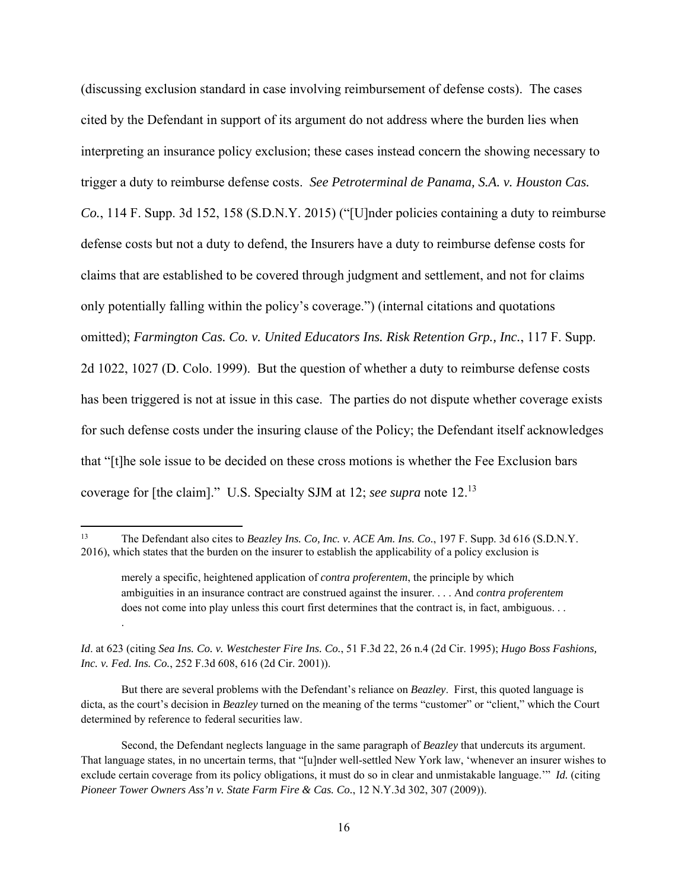(discussing exclusion standard in case involving reimbursement of defense costs). The cases cited by the Defendant in support of its argument do not address where the burden lies when interpreting an insurance policy exclusion; these cases instead concern the showing necessary to trigger a duty to reimburse defense costs. *See Petroterminal de Panama, S.A. v. Houston Cas. Co.*, 114 F. Supp. 3d 152, 158 (S.D.N.Y. 2015) ("[U]nder policies containing a duty to reimburse defense costs but not a duty to defend, the Insurers have a duty to reimburse defense costs for claims that are established to be covered through judgment and settlement, and not for claims only potentially falling within the policy's coverage.") (internal citations and quotations omitted); *Farmington Cas. Co. v. United Educators Ins. Risk Retention Grp., Inc.*, 117 F. Supp. 2d 1022, 1027 (D. Colo. 1999). But the question of whether a duty to reimburse defense costs has been triggered is not at issue in this case. The parties do not dispute whether coverage exists for such defense costs under the insuring clause of the Policy; the Defendant itself acknowledges that "[t]he sole issue to be decided on these cross motions is whether the Fee Exclusion bars coverage for [the claim]." U.S. Specialty SJM at 12; *see supra* note 12.[13]

---

[13] The Defendant also cites to *Beazley Ins. Co, Inc. v. ACE Am. Ins. Co.*, 197 F. Supp. 3d 616 (S.D.N.Y. 2016), which states that the burden on the insurer to establish the applicability of a policy exclusion is

> merely a specific, heightened application of *contra proferentem*, the principle by which ambiguities in an insurance contract are construed against the insurer. . . . And *contra proferentem* does not come into play unless this court first determines that the contract is, in fact, ambiguous. . . .

*Id*. at 623 (citing *Sea Ins. Co. v. Westchester Fire Ins. Co.*, 51 F.3d 22, 26 n.4 (2d Cir. 1995); *Hugo Boss Fashions, Inc. v. Fed. Ins. Co.*, 252 F.3d 608, 616 (2d Cir. 2001)).

But there are several problems with the Defendant's reliance on *Beazley*. First, this quoted language is dicta, as the court's decision in *Beazley* turned on the meaning of the terms "customer" or "client," which the Court determined by reference to federal securities law.

Second, the Defendant neglects language in the same paragraph of *Beazley* that undercuts its argument. That language states, in no uncertain terms, that "[u]nder well-settled New York law, 'whenever an insurer wishes to exclude certain coverage from its policy obligations, it must do so in clear and unmistakable language.'" *Id.* (citing *Pioneer Tower Owners Ass'n v. State Farm Fire & Cas. Co.*, 12 N.Y.3d 302, 307 (2009)).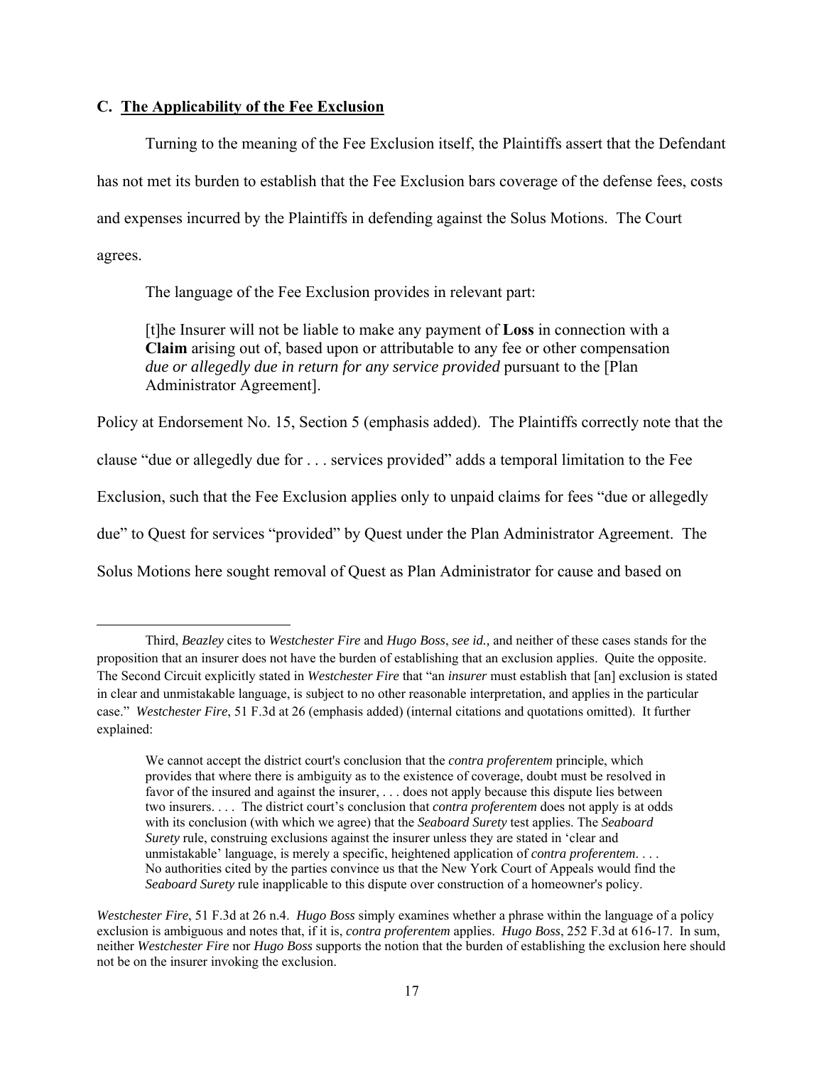### C. <u>The Applicability of the Fee Exclusion</u>

Turning to the meaning of the Fee Exclusion itself, the Plaintiffs assert that the Defendant has not met its burden to establish that the Fee Exclusion bars coverage of the defense fees, costs and expenses incurred by the Plaintiffs in defending against the Solus Motions. The Court agrees.

The language of the Fee Exclusion provides in relevant part:

> [t]he Insurer will not be liable to make any payment of **Loss** in connection with a **Claim** arising out of, based upon or attributable to any fee or other compensation *due or allegedly due in return for any service provided* pursuant to the [Plan Administrator Agreement].

Policy at Endorsement No. 15, Section 5 (emphasis added). The Plaintiffs correctly note that the clause "due or allegedly due for . . . services provided" adds a temporal limitation to the Fee Exclusion, such that the Fee Exclusion applies only to unpaid claims for fees "due or allegedly due" to Quest for services "provided" by Quest under the Plan Administrator Agreement. The Solus Motions here sought removal of Quest as Plan Administrator for cause and based on

---

Third, *Beazley* cites to *Westchester Fire* and *Hugo Boss*, *see id.,* and neither of these cases stands for the proposition that an insurer does not have the burden of establishing that an exclusion applies. Quite the opposite. The Second Circuit explicitly stated in *Westchester Fire* that "an *insurer* must establish that [an] exclusion is stated in clear and unmistakable language, is subject to no other reasonable interpretation, and applies in the particular case." *Westchester Fire*, 51 F.3d at 26 (emphasis added) (internal citations and quotations omitted). It further explained:

> We cannot accept the district court's conclusion that the *contra proferentem* principle, which provides that where there is ambiguity as to the existence of coverage, doubt must be resolved in favor of the insured and against the insurer, . . . does not apply because this dispute lies between two insurers. . . . The district court's conclusion that *contra proferentem* does not apply is at odds with its conclusion (with which we agree) that the *Seaboard Surety* test applies. The *Seaboard Surety* rule, construing exclusions against the insurer unless they are stated in 'clear and unmistakable' language, is merely a specific, heightened application of *contra proferentem*. . . . No authorities cited by the parties convince us that the New York Court of Appeals would find the *Seaboard Surety* rule inapplicable to this dispute over construction of a homeowner's policy.

*Westchester Fire*, 51 F.3d at 26 n.4. *Hugo Boss* simply examines whether a phrase within the language of a policy exclusion is ambiguous and notes that, if it is, *contra proferentem* applies. *Hugo Boss*, 252 F.3d at 616-17. In sum, neither *Westchester Fire* nor *Hugo Boss* supports the notion that the burden of establishing the exclusion here should not be on the insurer invoking the exclusion.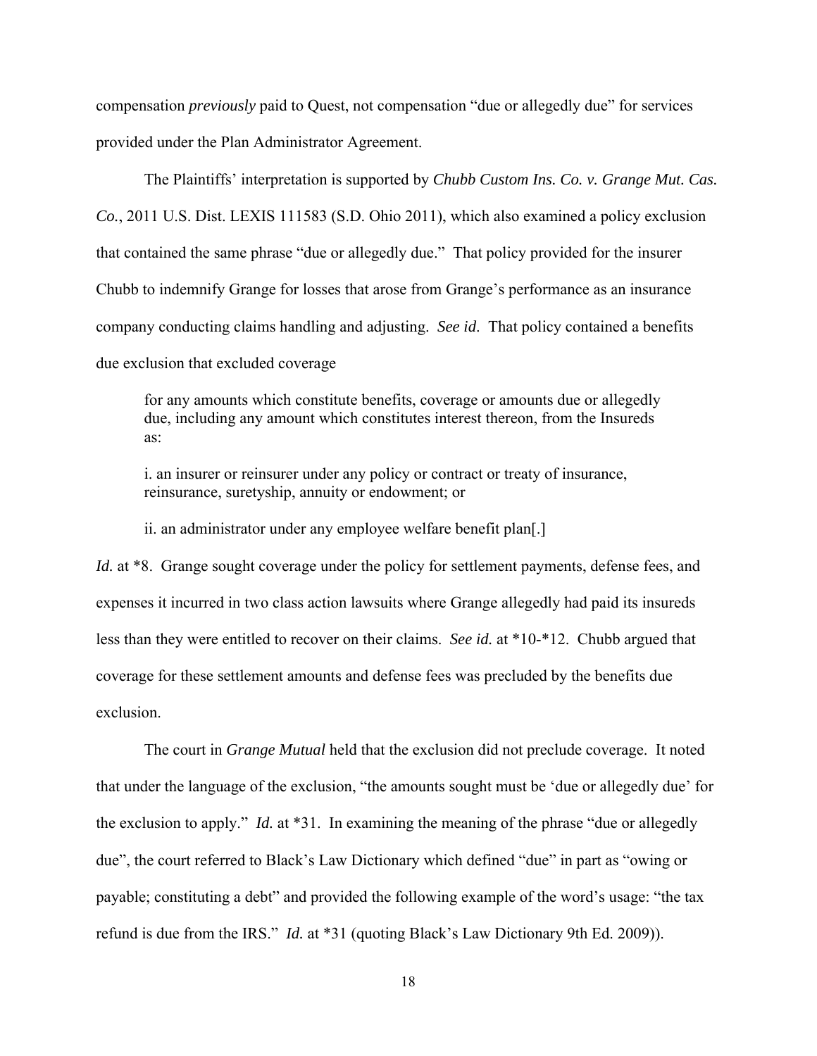compensation *previously* paid to Quest, not compensation "due or allegedly due" for services provided under the Plan Administrator Agreement.

The Plaintiffs' interpretation is supported by *Chubb Custom Ins. Co. v. Grange Mut. Cas. Co.*, 2011 U.S. Dist. LEXIS 111583 (S.D. Ohio 2011), which also examined a policy exclusion that contained the same phrase "due or allegedly due." That policy provided for the insurer Chubb to indemnify Grange for losses that arose from Grange's performance as an insurance company conducting claims handling and adjusting. *See id*. That policy contained a benefits due exclusion that excluded coverage

> for any amounts which constitute benefits, coverage or amounts due or allegedly due, including any amount which constitutes interest thereon, from the Insureds as:
>
> i. an insurer or reinsurer under any policy or contract or treaty of insurance, reinsurance, suretyship, annuity or endowment; or
>
> ii. an administrator under any employee welfare benefit plan[.]

*Id.* at *8. Grange sought coverage under the policy for settlement payments, defense fees, and expenses it incurred in two class action lawsuits where Grange allegedly had paid its insureds less than they were entitled to recover on their claims. *See id.* at *10-*12. Chubb argued that coverage for these settlement amounts and defense fees was precluded by the benefits due exclusion.

The court in *Grange Mutual* held that the exclusion did not preclude coverage. It noted that under the language of the exclusion, "the amounts sought must be 'due or allegedly due' for the exclusion to apply." *Id.* at *31. In examining the meaning of the phrase "due or allegedly due", the court referred to Black's Law Dictionary which defined "due" in part as "owing or payable; constituting a debt" and provided the following example of the word's usage: "the tax refund is due from the IRS." *Id.* at *31 (quoting Black's Law Dictionary 9th Ed. 2009)).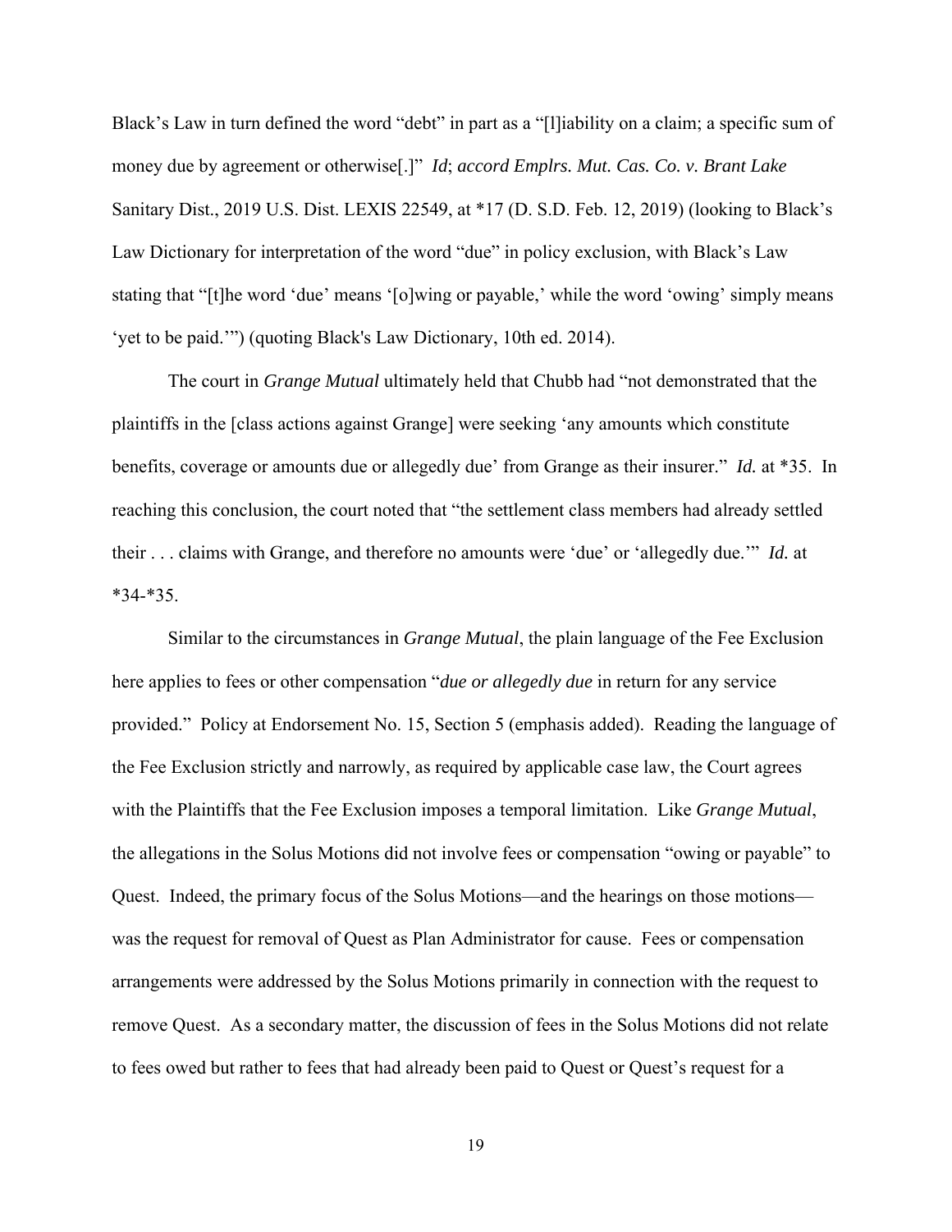Black's Law in turn defined the word "debt" in part as a "[l]iability on a claim; a specific sum of money due by agreement or otherwise[.]" *Id*; *accord Emplrs. Mut. Cas. Co. v. Brant Lake* Sanitary Dist., 2019 U.S. Dist. LEXIS 22549, at *17 (D. S.D. Feb. 12, 2019) (looking to Black's Law Dictionary for interpretation of the word "due" in policy exclusion, with Black's Law stating that "[t]he word 'due' means '[o]wing or payable,' while the word 'owing' simply means 'yet to be paid.'") (quoting Black's Law Dictionary, 10th ed. 2014).

The court in *Grange Mutual* ultimately held that Chubb had "not demonstrated that the plaintiffs in the [class actions against Grange] were seeking 'any amounts which constitute benefits, coverage or amounts due or allegedly due' from Grange as their insurer." *Id.* at *35. In reaching this conclusion, the court noted that "the settlement class members had already settled their . . . claims with Grange, and therefore no amounts were 'due' or 'allegedly due.'" *Id.* at *34-*35.

Similar to the circumstances in *Grange Mutual*, the plain language of the Fee Exclusion here applies to fees or other compensation "*due or allegedly due* in return for any service provided." Policy at Endorsement No. 15, Section 5 (emphasis added). Reading the language of the Fee Exclusion strictly and narrowly, as required by applicable case law, the Court agrees with the Plaintiffs that the Fee Exclusion imposes a temporal limitation. Like *Grange Mutual*, the allegations in the Solus Motions did not involve fees or compensation "owing or payable" to Quest. Indeed, the primary focus of the Solus Motions—and the hearings on those motions—was the request for removal of Quest as Plan Administrator for cause. Fees or compensation arrangements were addressed by the Solus Motions primarily in connection with the request to remove Quest. As a secondary matter, the discussion of fees in the Solus Motions did not relate to fees owed but rather to fees that had already been paid to Quest or Quest's request for a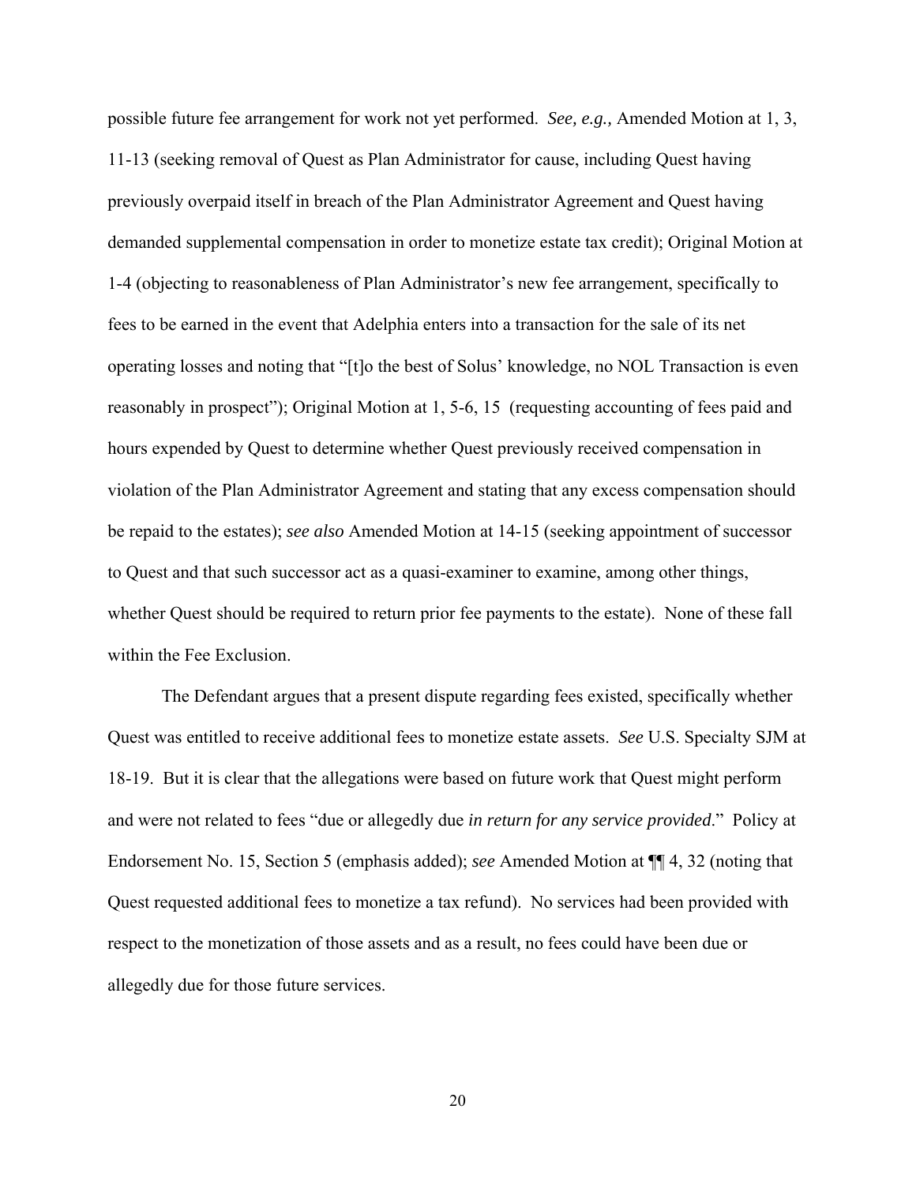possible future fee arrangement for work not yet performed. *See, e.g.,* Amended Motion at 1, 3, 11-13 (seeking removal of Quest as Plan Administrator for cause, including Quest having previously overpaid itself in breach of the Plan Administrator Agreement and Quest having demanded supplemental compensation in order to monetize estate tax credit); Original Motion at 1-4 (objecting to reasonableness of Plan Administrator's new fee arrangement, specifically to fees to be earned in the event that Adelphia enters into a transaction for the sale of its net operating losses and noting that "[t]o the best of Solus' knowledge, no NOL Transaction is even reasonably in prospect"); Original Motion at 1, 5-6, 15 (requesting accounting of fees paid and hours expended by Quest to determine whether Quest previously received compensation in violation of the Plan Administrator Agreement and stating that any excess compensation should be repaid to the estates); *see also* Amended Motion at 14-15 (seeking appointment of successor to Quest and that such successor act as a quasi-examiner to examine, among other things, whether Quest should be required to return prior fee payments to the estate). None of these fall within the Fee Exclusion.

The Defendant argues that a present dispute regarding fees existed, specifically whether Quest was entitled to receive additional fees to monetize estate assets. *See* U.S. Specialty SJM at 18-19. But it is clear that the allegations were based on future work that Quest might perform and were not related to fees "due or allegedly due *in return for any service provided*." Policy at Endorsement No. 15, Section 5 (emphasis added); *see* Amended Motion at ¶¶ 4, 32 (noting that Quest requested additional fees to monetize a tax refund). No services had been provided with respect to the monetization of those assets and as a result, no fees could have been due or allegedly due for those future services.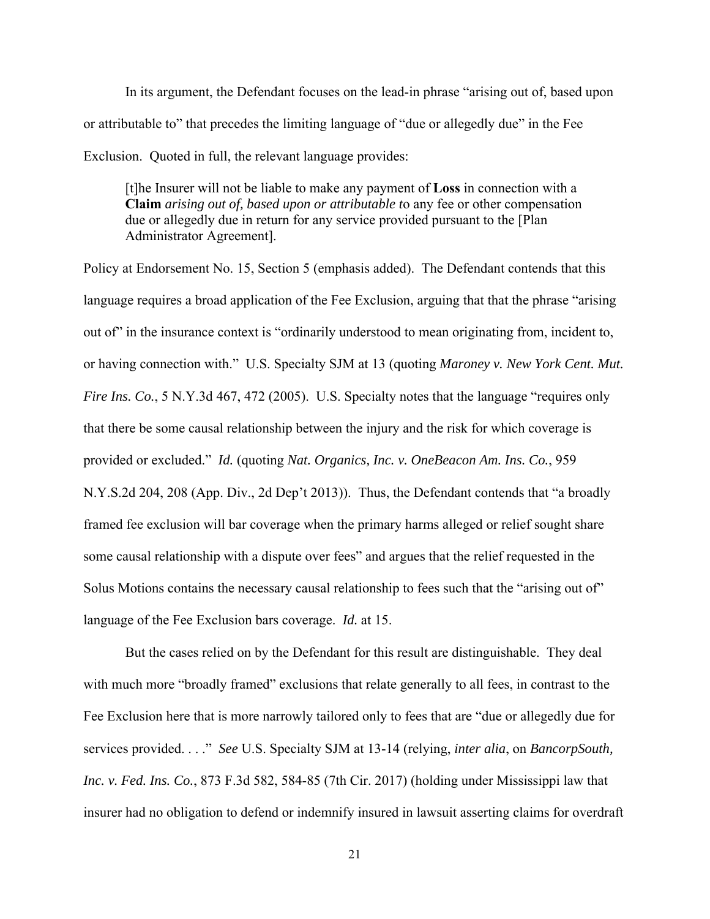In its argument, the Defendant focuses on the lead-in phrase "arising out of, based upon or attributable to" that precedes the limiting language of "due or allegedly due" in the Fee Exclusion. Quoted in full, the relevant language provides:

> [t]he Insurer will not be liable to make any payment of **Loss** in connection with a **Claim** *arising out of, based upon or attributable t*o any fee or other compensation due or allegedly due in return for any service provided pursuant to the [Plan Administrator Agreement].

Policy at Endorsement No. 15, Section 5 (emphasis added). The Defendant contends that this language requires a broad application of the Fee Exclusion, arguing that that the phrase "arising out of" in the insurance context is "ordinarily understood to mean originating from, incident to, or having connection with." U.S. Specialty SJM at 13 (quoting *Maroney v. New York Cent. Mut. Fire Ins. Co.*, 5 N.Y.3d 467, 472 (2005). U.S. Specialty notes that the language "requires only that there be some causal relationship between the injury and the risk for which coverage is provided or excluded." *Id.* (quoting *Nat. Organics, Inc. v. OneBeacon Am. Ins. Co.*, 959 N.Y.S.2d 204, 208 (App. Div., 2d Dep't 2013)). Thus, the Defendant contends that "a broadly framed fee exclusion will bar coverage when the primary harms alleged or relief sought share some causal relationship with a dispute over fees" and argues that the relief requested in the Solus Motions contains the necessary causal relationship to fees such that the "arising out of" language of the Fee Exclusion bars coverage. *Id.* at 15.

But the cases relied on by the Defendant for this result are distinguishable. They deal with much more "broadly framed" exclusions that relate generally to all fees, in contrast to the Fee Exclusion here that is more narrowly tailored only to fees that are "due or allegedly due for services provided. . . ." *See* U.S. Specialty SJM at 13-14 (relying, *inter alia*, on *BancorpSouth, Inc. v. Fed. Ins. Co.*, 873 F.3d 582, 584-85 (7th Cir. 2017) (holding under Mississippi law that insurer had no obligation to defend or indemnify insured in lawsuit asserting claims for overdraft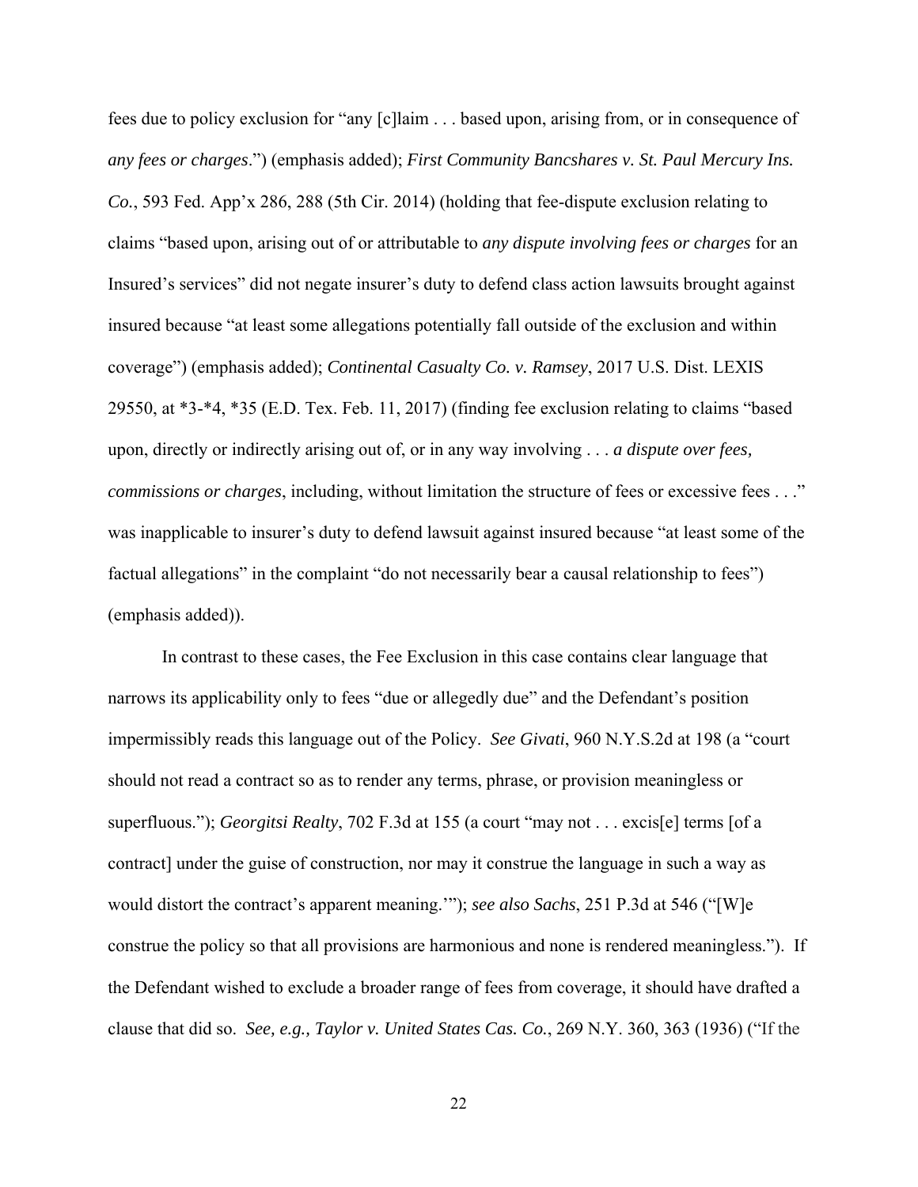fees due to policy exclusion for "any [c]laim . . . based upon, arising from, or in consequence of *any fees or charges*.") (emphasis added); *First Community Bancshares v. St. Paul Mercury Ins. Co.*, 593 Fed. App'x 286, 288 (5th Cir. 2014) (holding that fee-dispute exclusion relating to claims "based upon, arising out of or attributable to *any dispute involving fees or charges* for an Insured's services" did not negate insurer's duty to defend class action lawsuits brought against insured because "at least some allegations potentially fall outside of the exclusion and within coverage") (emphasis added); *Continental Casualty Co. v. Ramsey*, 2017 U.S. Dist. LEXIS 29550, at *3-*4, *35 (E.D. Tex. Feb. 11, 2017) (finding fee exclusion relating to claims "based upon, directly or indirectly arising out of, or in any way involving . . . *a dispute over fees, commissions or charges*, including, without limitation the structure of fees or excessive fees . . ." was inapplicable to insurer's duty to defend lawsuit against insured because "at least some of the factual allegations" in the complaint "do not necessarily bear a causal relationship to fees") (emphasis added)).

In contrast to these cases, the Fee Exclusion in this case contains clear language that narrows its applicability only to fees "due or allegedly due" and the Defendant's position impermissibly reads this language out of the Policy. *See Givati*, 960 N.Y.S.2d at 198 (a "court should not read a contract so as to render any terms, phrase, or provision meaningless or superfluous."); *Georgitsi Realty*, 702 F.3d at 155 (a court "may not . . . excis[e] terms [of a contract] under the guise of construction, nor may it construe the language in such a way as would distort the contract's apparent meaning.'"); *see also Sachs*, 251 P.3d at 546 ("[W]e construe the policy so that all provisions are harmonious and none is rendered meaningless."). If the Defendant wished to exclude a broader range of fees from coverage, it should have drafted a clause that did so. *See, e.g., Taylor v. United States Cas. Co.*, 269 N.Y. 360, 363 (1936) ("If the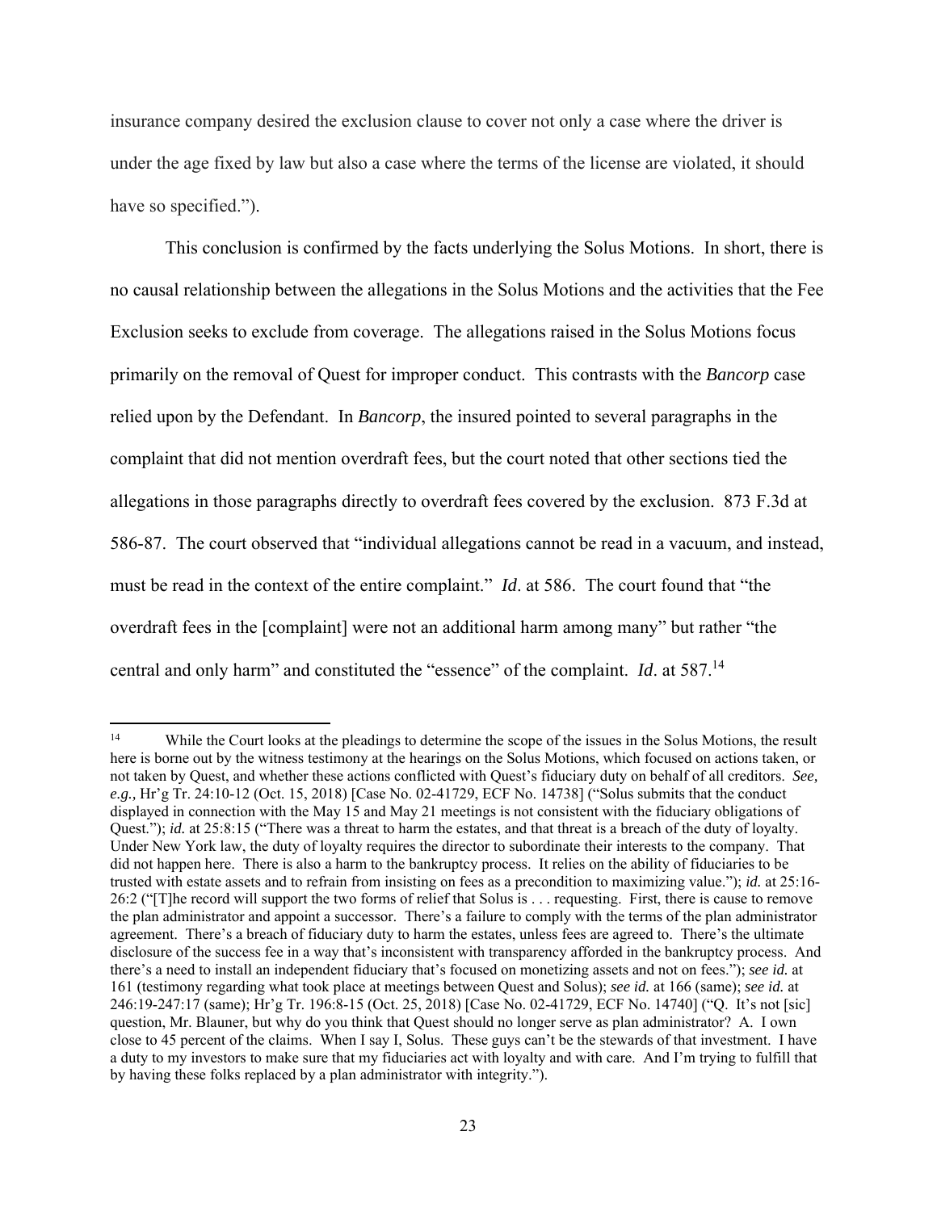insurance company desired the exclusion clause to cover not only a case where the driver is under the age fixed by law but also a case where the terms of the license are violated, it should have so specified.").

This conclusion is confirmed by the facts underlying the Solus Motions. In short, there is no causal relationship between the allegations in the Solus Motions and the activities that the Fee Exclusion seeks to exclude from coverage. The allegations raised in the Solus Motions focus primarily on the removal of Quest for improper conduct. This contrasts with the *Bancorp* case relied upon by the Defendant. In *Bancorp*, the insured pointed to several paragraphs in the complaint that did not mention overdraft fees, but the court noted that other sections tied the allegations in those paragraphs directly to overdraft fees covered by the exclusion. 873 F.3d at 586-87. The court observed that "individual allegations cannot be read in a vacuum, and instead, must be read in the context of the entire complaint." *Id*. at 586. The court found that "the overdraft fees in the [complaint] were not an additional harm among many" but rather "the central and only harm" and constituted the "essence" of the complaint. *Id*. at 587.[14]

---

[14] While the Court looks at the pleadings to determine the scope of the issues in the Solus Motions, the result here is borne out by the witness testimony at the hearings on the Solus Motions, which focused on actions taken, or not taken by Quest, and whether these actions conflicted with Quest's fiduciary duty on behalf of all creditors. *See, e.g.,* Hr'g Tr. 24:10-12 (Oct. 15, 2018) [Case No. 02-41729, ECF No. 14738] ("Solus submits that the conduct displayed in connection with the May 15 and May 21 meetings is not consistent with the fiduciary obligations of Quest."); *id.* at 25:8:15 ("There was a threat to harm the estates, and that threat is a breach of the duty of loyalty. Under New York law, the duty of loyalty requires the director to subordinate their interests to the company. That did not happen here. There is also a harm to the bankruptcy process. It relies on the ability of fiduciaries to be trusted with estate assets and to refrain from insisting on fees as a precondition to maximizing value."); *id.* at 25:16-26:2 ("[T]he record will support the two forms of relief that Solus is . . . requesting. First, there is cause to remove the plan administrator and appoint a successor. There's a failure to comply with the terms of the plan administrator agreement. There's a breach of fiduciary duty to harm the estates, unless fees are agreed to. There's the ultimate disclosure of the success fee in a way that's inconsistent with transparency afforded in the bankruptcy process. And there's a need to install an independent fiduciary that's focused on monetizing assets and not on fees."); *see id.* at 161 (testimony regarding what took place at meetings between Quest and Solus); *see id.* at 166 (same); *see id.* at 246:19-247:17 (same); Hr'g Tr. 196:8-15 (Oct. 25, 2018) [Case No. 02-41729, ECF No. 14740] ("Q. It's not [sic] question, Mr. Blauner, but why do you think that Quest should no longer serve as plan administrator? A. I own close to 45 percent of the claims. When I say I, Solus. These guys can't be the stewards of that investment. I have a duty to my investors to make sure that my fiduciaries act with loyalty and with care. And I'm trying to fulfill that by having these folks replaced by a plan administrator with integrity.").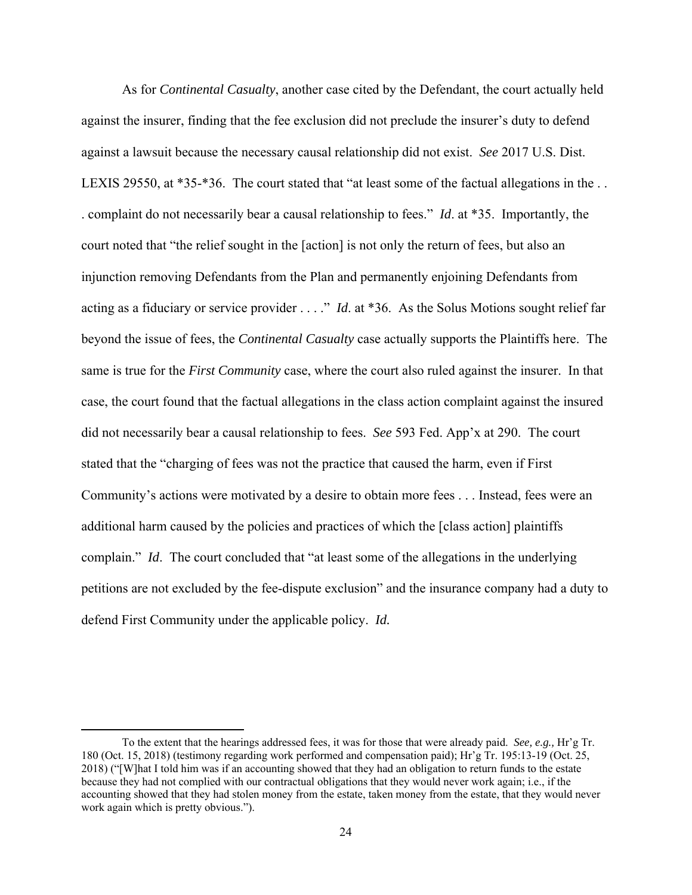As for *Continental Casualty*, another case cited by the Defendant, the court actually held against the insurer, finding that the fee exclusion did not preclude the insurer's duty to defend against a lawsuit because the necessary causal relationship did not exist. *See* 2017 U.S. Dist. LEXIS 29550, at *35-*36. The court stated that "at least some of the factual allegations in the . . . complaint do not necessarily bear a causal relationship to fees." *Id*. at *35. Importantly, the court noted that "the relief sought in the [action] is not only the return of fees, but also an injunction removing Defendants from the Plan and permanently enjoining Defendants from acting as a fiduciary or service provider . . . ." *Id*. at *36. As the Solus Motions sought relief far beyond the issue of fees, the *Continental Casualty* case actually supports the Plaintiffs here. The same is true for the *First Community* case, where the court also ruled against the insurer. In that case, the court found that the factual allegations in the class action complaint against the insured did not necessarily bear a causal relationship to fees. *See* 593 Fed. App'x at 290. The court stated that the "charging of fees was not the practice that caused the harm, even if First Community's actions were motivated by a desire to obtain more fees . . . Instead, fees were an additional harm caused by the policies and practices of which the [class action] plaintiffs complain." *Id*. The court concluded that "at least some of the allegations in the underlying petitions are not excluded by the fee-dispute exclusion" and the insurance company had a duty to defend First Community under the applicable policy. *Id.*

---

To the extent that the hearings addressed fees, it was for those that were already paid. *See, e.g.,* Hr'g Tr. 180 (Oct. 15, 2018) (testimony regarding work performed and compensation paid); Hr'g Tr. 195:13-19 (Oct. 25, 2018) ("[W]hat I told him was if an accounting showed that they had an obligation to return funds to the estate because they had not complied with our contractual obligations that they would never work again; i.e., if the accounting showed that they had stolen money from the estate, taken money from the estate, that they would never work again which is pretty obvious.").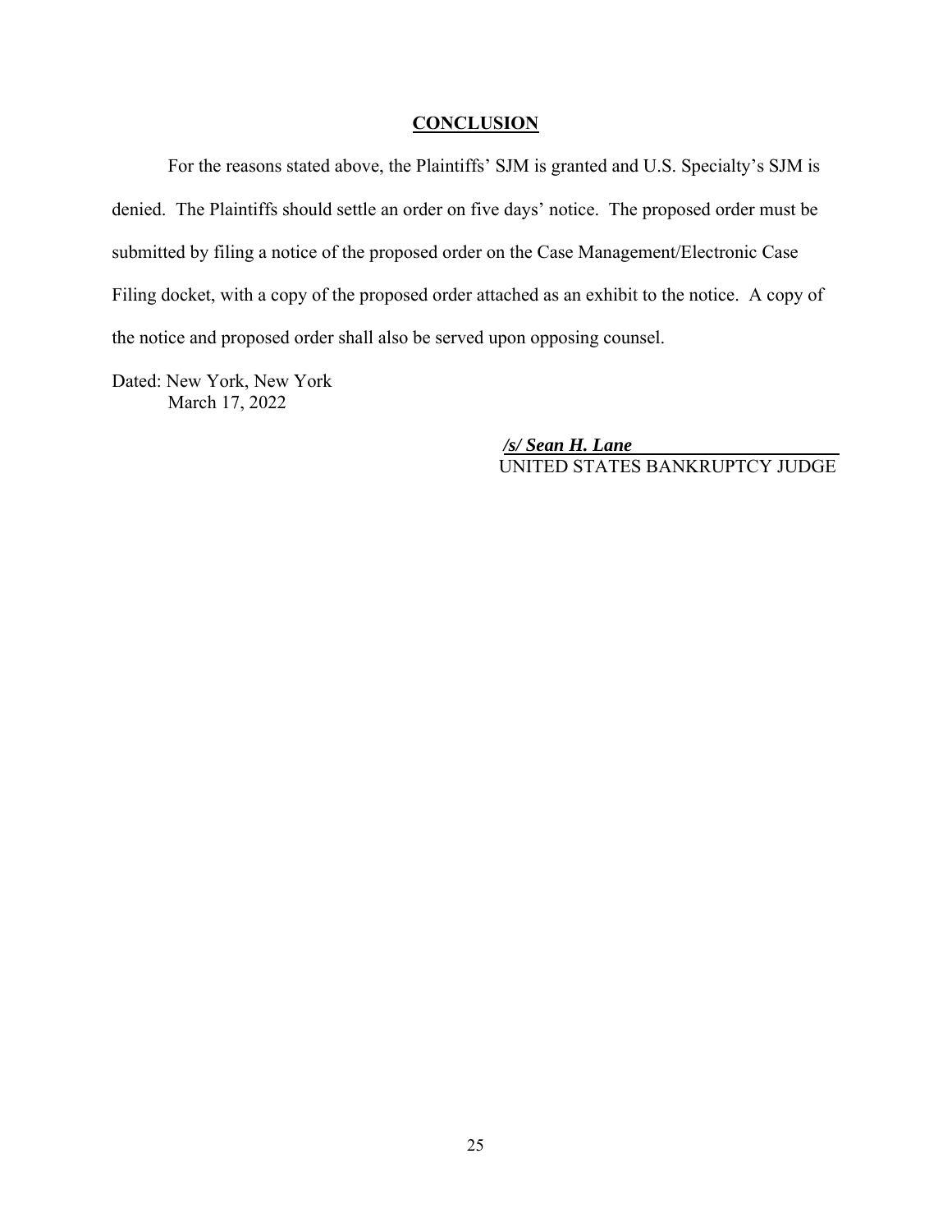## CONCLUSION

For the reasons stated above, the Plaintiffs' SJM is granted and U.S. Specialty's SJM is denied. The Plaintiffs should settle an order on five days' notice. The proposed order must be submitted by filing a notice of the proposed order on the Case Management/Electronic Case Filing docket, with a copy of the proposed order attached as an exhibit to the notice. A copy of the notice and proposed order shall also be served upon opposing counsel.

Dated: New York, New York
March 17, 2022

***/s/ Sean H. Lane***
UNITED STATES BANKRUPTCY JUDGE